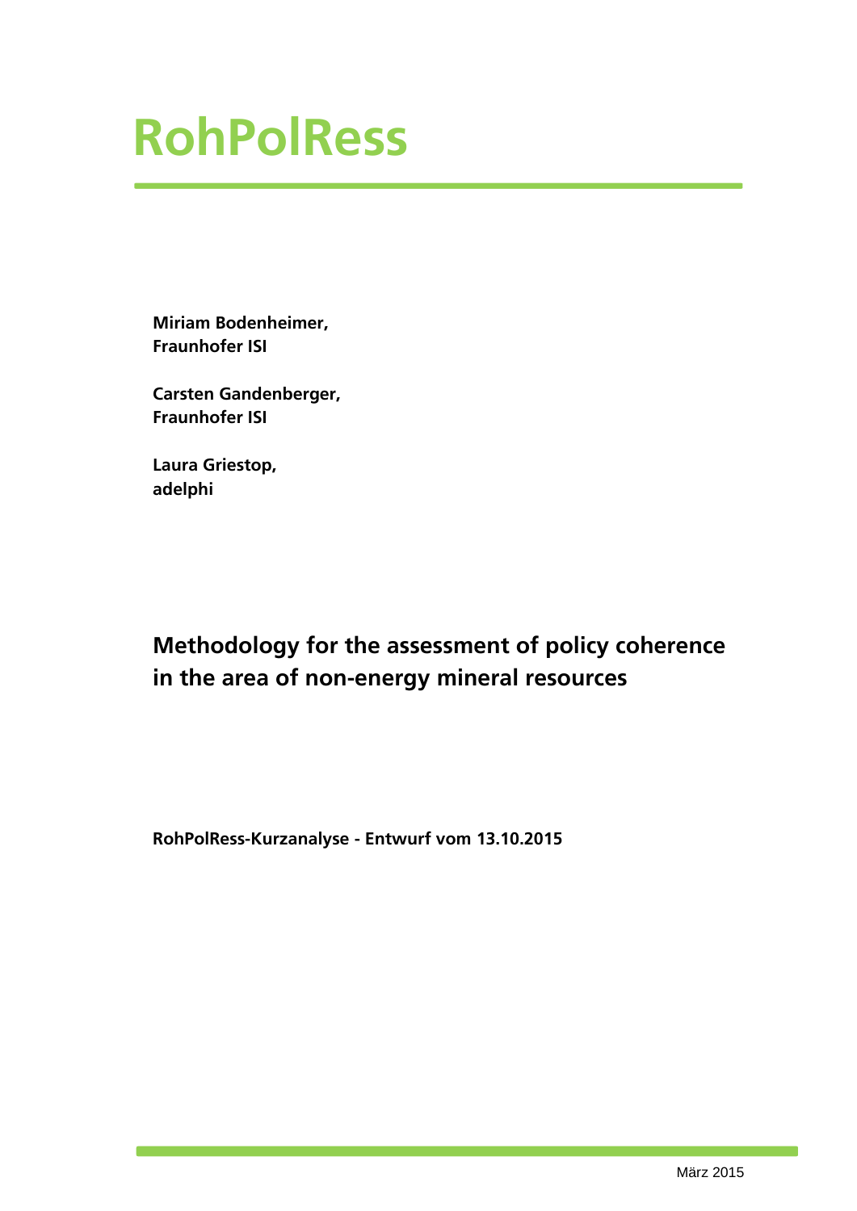# RohPolRess

**Miriam Bodenheimer,**
**Fraunhofer ISI**

**Carsten Gandenberger,**
**Fraunhofer ISI**

**Laura Griestop,**
**adelphi**

## Methodology for the assessment of policy coherence in the area of non-energy mineral resources

**RohPolRess-Kurzanalyse - Entwurf vom 13.10.2015**

März 2015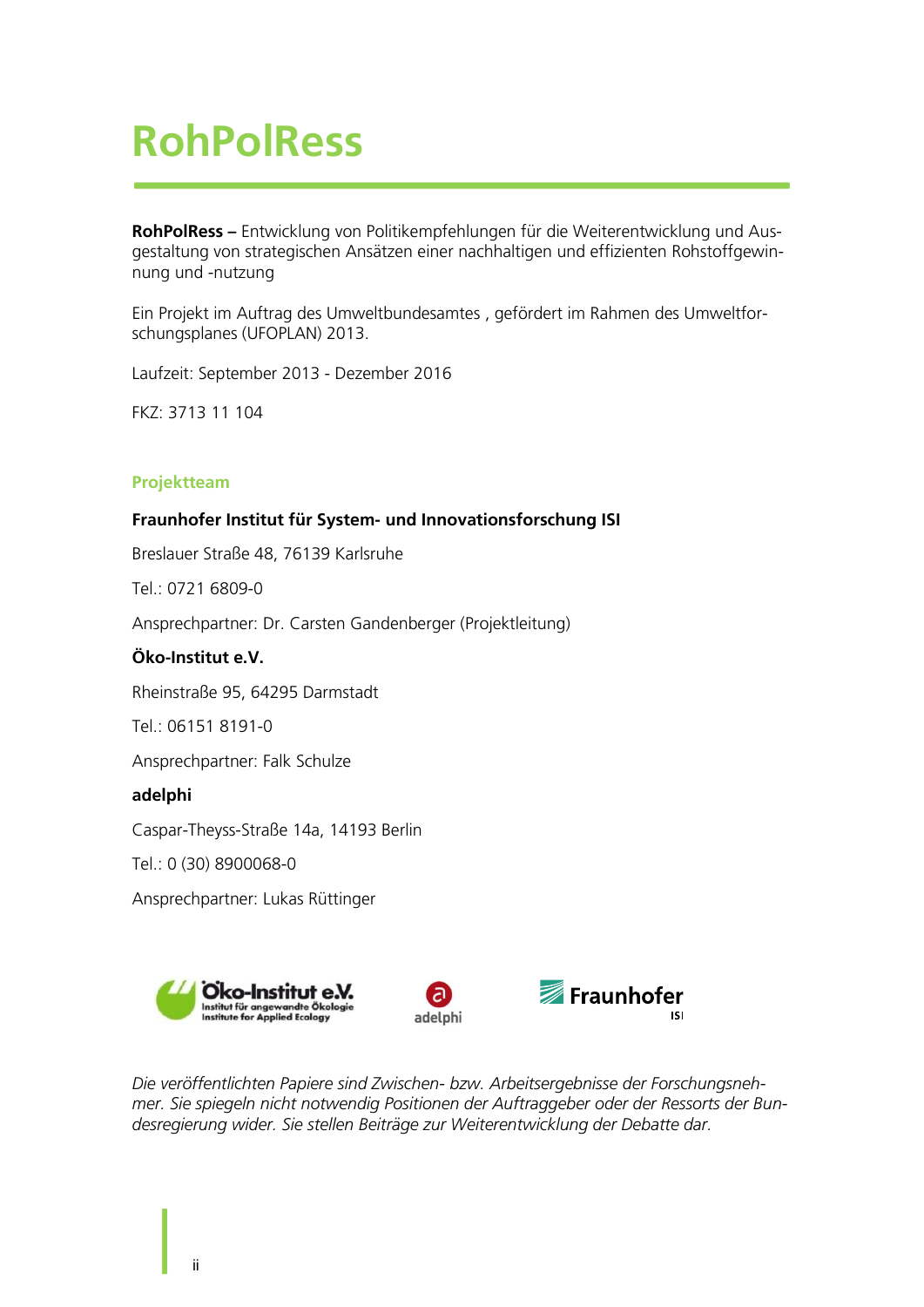# RohPolRess

**RohPolRess –** Entwicklung von Politikempfehlungen für die Weiterentwicklung und Ausgestaltung von strategischen Ansätzen einer nachhaltigen und effizienten Rohstoffgewinnung und -nutzung

Ein Projekt im Auftrag des Umweltbundesamtes , gefördert im Rahmen des Umweltforschungsplanes (UFOPLAN) 2013.

Laufzeit: September 2013 - Dezember 2016

FKZ: 3713 11 104

## Projektteam

**Fraunhofer Institut für System- und Innovationsforschung ISI**

Breslauer Straße 48, 76139 Karlsruhe

Tel.: 0721 6809-0

Ansprechpartner: Dr. Carsten Gandenberger (Projektleitung)

**Öko-Institut e.V.**

Rheinstraße 95, 64295 Darmstadt

Tel.: 06151 8191-0

Ansprechpartner: Falk Schulze

**adelphi**

Caspar-Theyss-Straße 14a, 14193 Berlin

Tel.: 0 (30) 8900068-0

Ansprechpartner: Lukas Rüttinger

*Die veröffentlichten Papiere sind Zwischen- bzw. Arbeitsergebnisse der Forschungsnehmer. Sie spiegeln nicht notwendig Positionen der Auftraggeber oder der Ressorts der Bundesregierung wider. Sie stellen Beiträge zur Weiterentwicklung der Debatte dar.*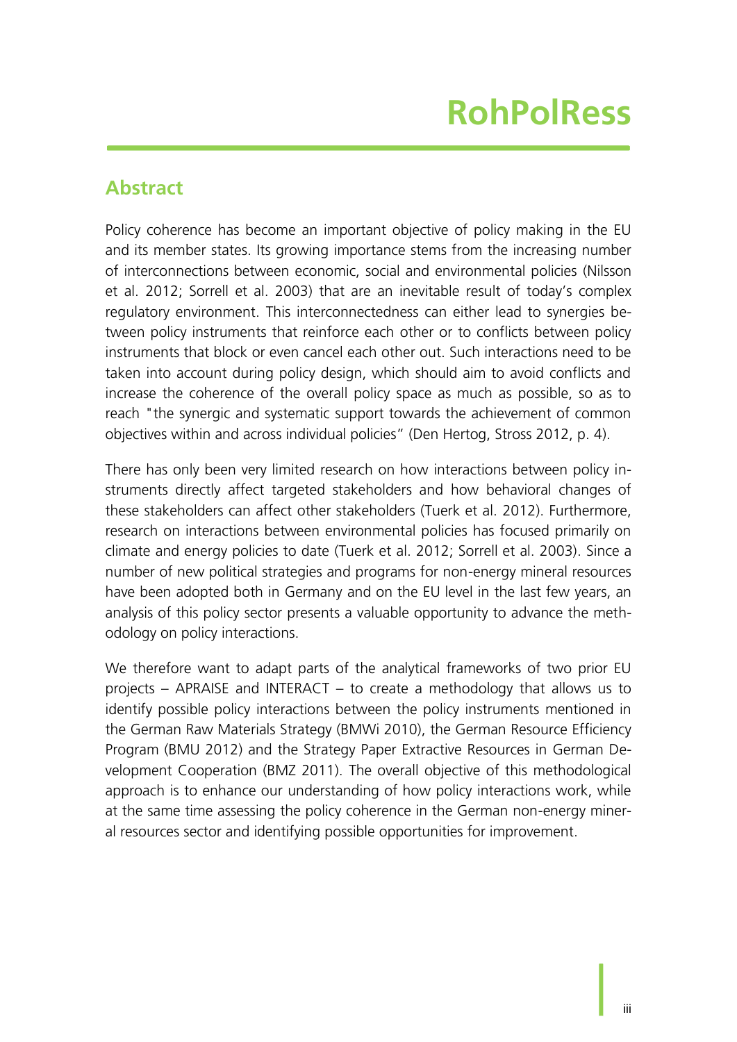## Abstract

Policy coherence has become an important objective of policy making in the EU and its member states. Its growing importance stems from the increasing number of interconnections between economic, social and environmental policies (Nilsson et al. 2012; Sorrell et al. 2003) that are an inevitable result of today's complex regulatory environment. This interconnectedness can either lead to synergies between policy instruments that reinforce each other or to conflicts between policy instruments that block or even cancel each other out. Such interactions need to be taken into account during policy design, which should aim to avoid conflicts and increase the coherence of the overall policy space as much as possible, so as to reach "the synergic and systematic support towards the achievement of common objectives within and across individual policies" (Den Hertog, Stross 2012, p. 4).

There has only been very limited research on how interactions between policy instruments directly affect targeted stakeholders and how behavioral changes of these stakeholders can affect other stakeholders (Tuerk et al. 2012). Furthermore, research on interactions between environmental policies has focused primarily on climate and energy policies to date (Tuerk et al. 2012; Sorrell et al. 2003). Since a number of new political strategies and programs for non-energy mineral resources have been adopted both in Germany and on the EU level in the last few years, an analysis of this policy sector presents a valuable opportunity to advance the methodology on policy interactions.

We therefore want to adapt parts of the analytical frameworks of two prior EU projects – APRAISE and INTERACT – to create a methodology that allows us to identify possible policy interactions between the policy instruments mentioned in the German Raw Materials Strategy (BMWi 2010), the German Resource Efficiency Program (BMU 2012) and the Strategy Paper Extractive Resources in German Development Cooperation (BMZ 2011). The overall objective of this methodological approach is to enhance our understanding of how policy interactions work, while at the same time assessing the policy coherence in the German non-energy mineral resources sector and identifying possible opportunities for improvement.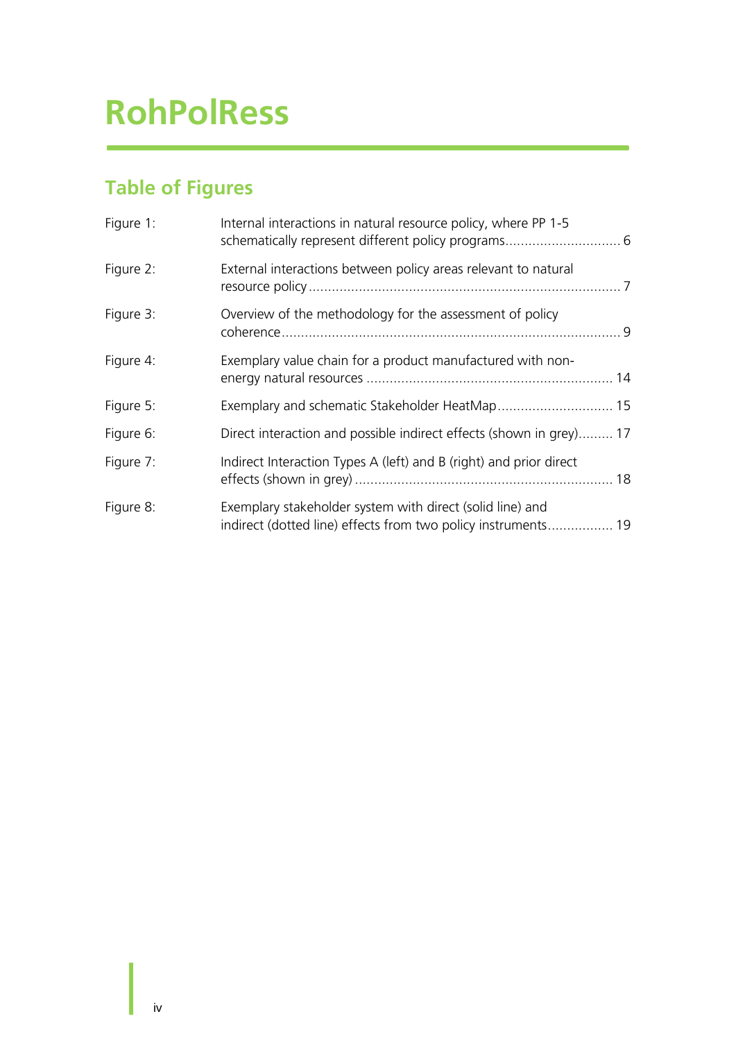## Table of Figures

| | | |
|---|---|---|
| Figure 1: | Internal interactions in natural resource policy, where PP 1-5 schematically represent different policy programs | 6 |
| Figure 2: | External interactions between policy areas relevant to natural resource policy | 7 |
| Figure 3: | Overview of the methodology for the assessment of policy coherence | 9 |
| Figure 4: | Exemplary value chain for a product manufactured with non-energy natural resources | 14 |
| Figure 5: | Exemplary and schematic Stakeholder HeatMap | 15 |
| Figure 6: | Direct interaction and possible indirect effects (shown in grey) | 17 |
| Figure 7: | Indirect Interaction Types A (left) and B (right) and prior direct effects (shown in grey) | 18 |
| Figure 8: | Exemplary stakeholder system with direct (solid line) and indirect (dotted line) effects from two policy instruments | 19 |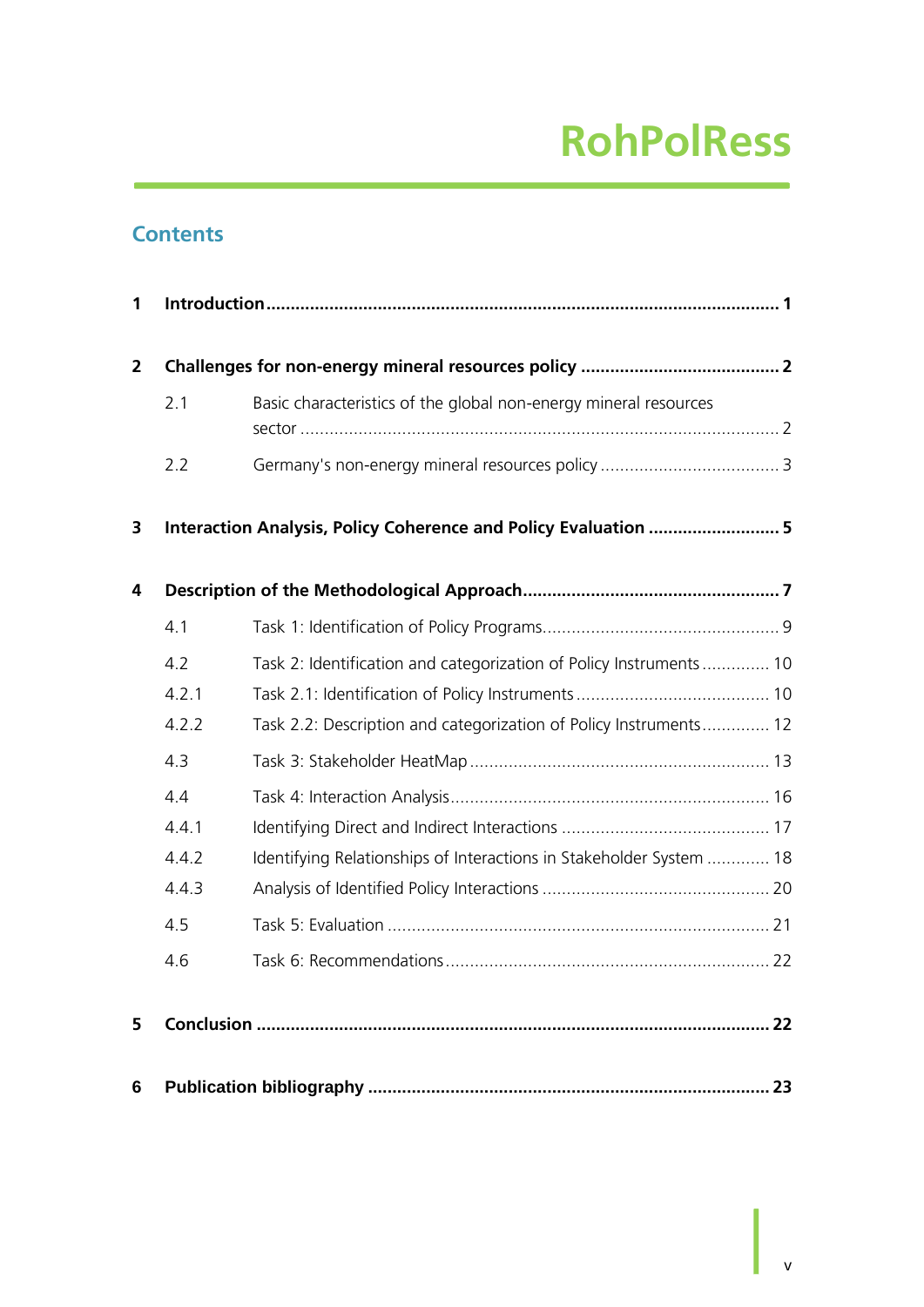# Contents

**1 Introduction ........................................................................................................ 1**

**2 Challenges for non-energy mineral resources policy ......................................... 2**

2.1 Basic characteristics of the global non-energy mineral resources sector ............................................................................................... 2

2.2 Germany's non-energy mineral resources policy ..................................... 3

**3 Interaction Analysis, Policy Coherence and Policy Evaluation ........................... 5**

**4 Description of the Methodological Approach ..................................................... 7**

4.1 Task 1: Identification of Policy Programs................................................. 9

4.2 Task 2: Identification and categorization of Policy Instruments .............. 10

4.2.1 Task 2.1: Identification of Policy Instruments ........................................ 10

4.2.2 Task 2.2: Description and categorization of Policy Instruments .............. 12

4.3 Task 3: Stakeholder HeatMap ............................................................. 13

4.4 Task 4: Interaction Analysis................................................................. 16

4.4.1 Identifying Direct and Indirect Interactions ........................................... 17

4.4.2 Identifying Relationships of Interactions in Stakeholder System ............. 18

4.4.3 Analysis of Identified Policy Interactions ............................................... 20

4.5 Task 5: Evaluation .............................................................................. 21

4.6 Task 6: Recommendations .................................................................. 22

**5 Conclusion ........................................................................................................ 22**

**6 Publication bibliography .................................................................................. 23**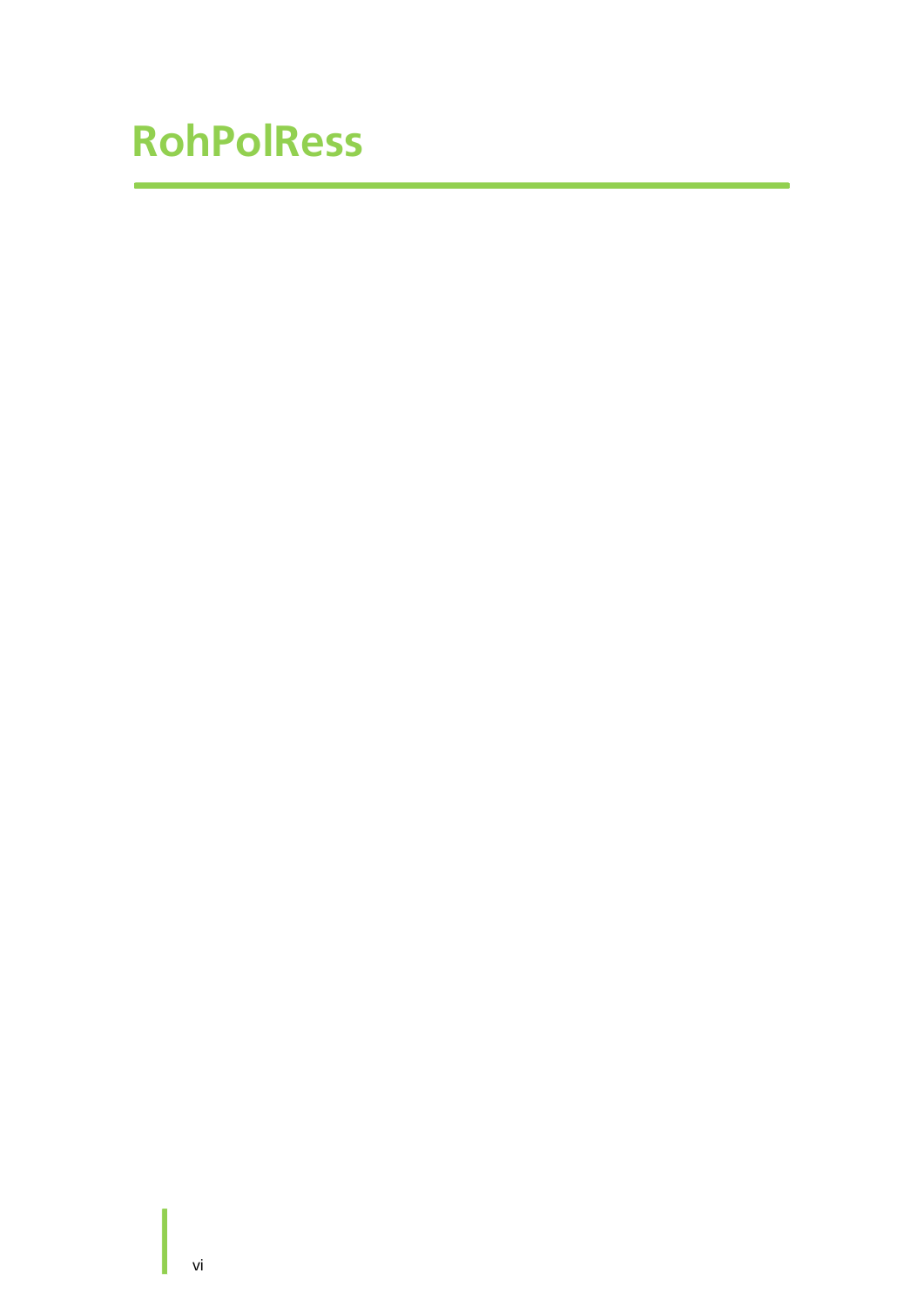# RohPolRess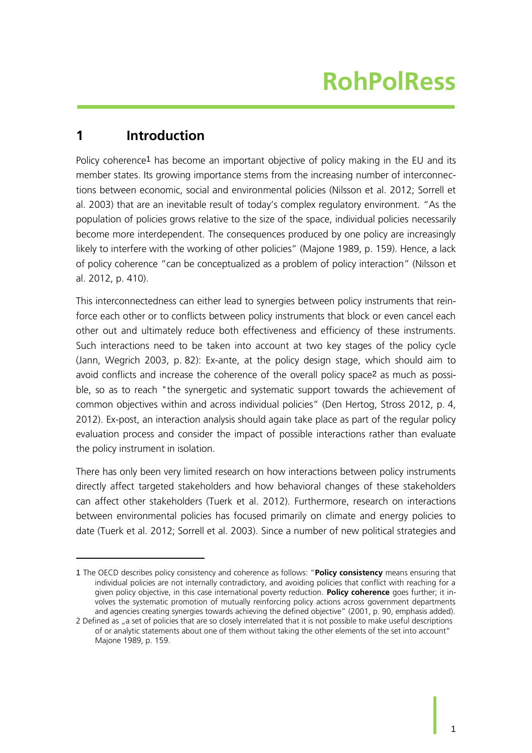# 1 Introduction

Policy coherence[1] has become an important objective of policy making in the EU and its member states. Its growing importance stems from the increasing number of interconnections between economic, social and environmental policies (Nilsson et al. 2012; Sorrell et al. 2003) that are an inevitable result of today's complex regulatory environment. "As the population of policies grows relative to the size of the space, individual policies necessarily become more interdependent. The consequences produced by one policy are increasingly likely to interfere with the working of other policies" (Majone 1989, p. 159). Hence, a lack of policy coherence "can be conceptualized as a problem of policy interaction" (Nilsson et al. 2012, p. 410).

This interconnectedness can either lead to synergies between policy instruments that reinforce each other or to conflicts between policy instruments that block or even cancel each other out and ultimately reduce both effectiveness and efficiency of these instruments. Such interactions need to be taken into account at two key stages of the policy cycle (Jann, Wegrich 2003, p. 82): Ex-ante, at the policy design stage, which should aim to avoid conflicts and increase the coherence of the overall policy space[2] as much as possible, so as to reach "the synergetic and systematic support towards the achievement of common objectives within and across individual policies" (Den Hertog, Stross 2012, p. 4, 2012). Ex-post, an interaction analysis should again take place as part of the regular policy evaluation process and consider the impact of possible interactions rather than evaluate the policy instrument in isolation.

There has only been very limited research on how interactions between policy instruments directly affect targeted stakeholders and how behavioral changes of these stakeholders can affect other stakeholders (Tuerk et al. 2012). Furthermore, research on interactions between environmental policies has focused primarily on climate and energy policies to date (Tuerk et al. 2012; Sorrell et al. 2003). Since a number of new political strategies and

---

1 The OECD describes policy consistency and coherence as follows: "**Policy consistency** means ensuring that individual policies are not internally contradictory, and avoiding policies that conflict with reaching for a given policy objective, in this case international poverty reduction. **Policy coherence** goes further; it involves the systematic promotion of mutually reinforcing policy actions across government departments and agencies creating synergies towards achieving the defined objective" (2001, p. 90, emphasis added).

2 Defined as „a set of policies that are so closely interrelated that it is not possible to make useful descriptions of or analytic statements about one of them without taking the other elements of the set into account" Majone 1989, p. 159.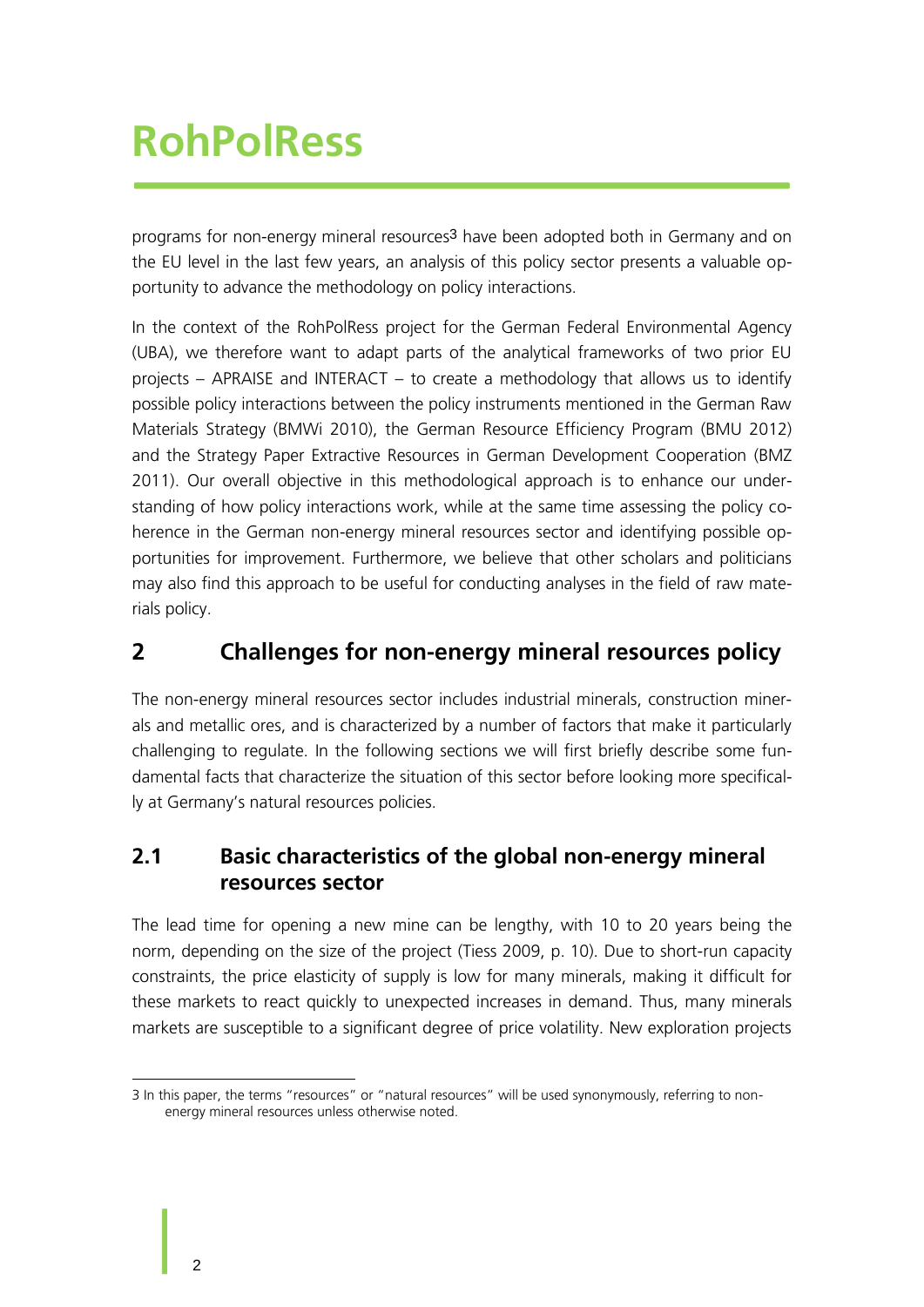programs for non-energy mineral resources[3] have been adopted both in Germany and on the EU level in the last few years, an analysis of this policy sector presents a valuable opportunity to advance the methodology on policy interactions.

In the context of the RohPolRess project for the German Federal Environmental Agency (UBA), we therefore want to adapt parts of the analytical frameworks of two prior EU projects – APRAISE and INTERACT – to create a methodology that allows us to identify possible policy interactions between the policy instruments mentioned in the German Raw Materials Strategy (BMWi 2010), the German Resource Efficiency Program (BMU 2012) and the Strategy Paper Extractive Resources in German Development Cooperation (BMZ 2011). Our overall objective in this methodological approach is to enhance our understanding of how policy interactions work, while at the same time assessing the policy coherence in the German non-energy mineral resources sector and identifying possible opportunities for improvement. Furthermore, we believe that other scholars and politicians may also find this approach to be useful for conducting analyses in the field of raw materials policy.

## 2 Challenges for non-energy mineral resources policy

The non-energy mineral resources sector includes industrial minerals, construction minerals and metallic ores, and is characterized by a number of factors that make it particularly challenging to regulate. In the following sections we will first briefly describe some fundamental facts that characterize the situation of this sector before looking more specifically at Germany's natural resources policies.

### 2.1 Basic characteristics of the global non-energy mineral resources sector

The lead time for opening a new mine can be lengthy, with 10 to 20 years being the norm, depending on the size of the project (Tiess 2009, p. 10). Due to short-run capacity constraints, the price elasticity of supply is low for many minerals, making it difficult for these markets to react quickly to unexpected increases in demand. Thus, many minerals markets are susceptible to a significant degree of price volatility. New exploration projects

---

3 In this paper, the terms "resources" or "natural resources" will be used synonymously, referring to non-energy mineral resources unless otherwise noted.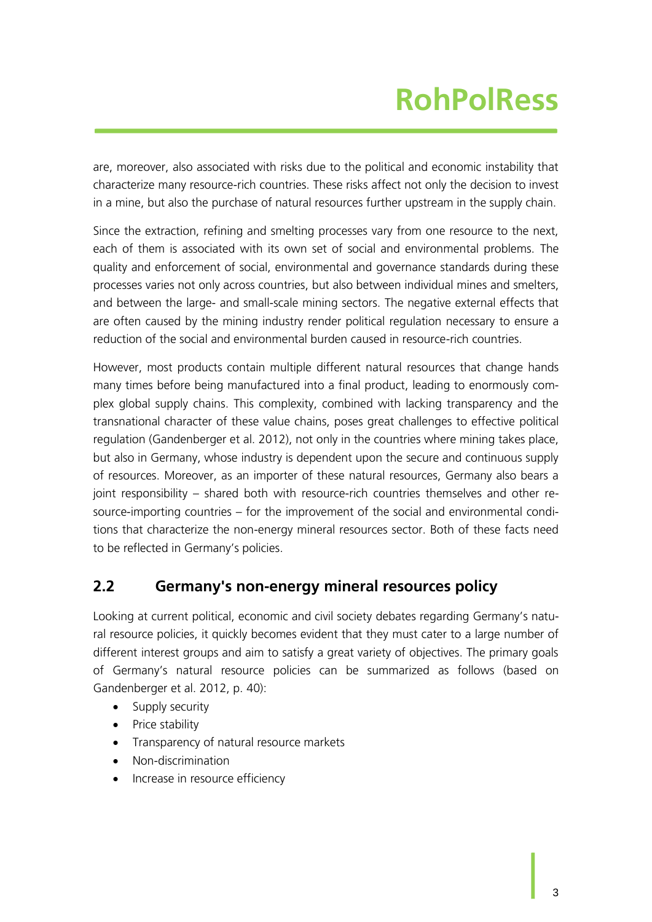are, moreover, also associated with risks due to the political and economic instability that characterize many resource-rich countries. These risks affect not only the decision to invest in a mine, but also the purchase of natural resources further upstream in the supply chain.

Since the extraction, refining and smelting processes vary from one resource to the next, each of them is associated with its own set of social and environmental problems. The quality and enforcement of social, environmental and governance standards during these processes varies not only across countries, but also between individual mines and smelters, and between the large- and small-scale mining sectors. The negative external effects that are often caused by the mining industry render political regulation necessary to ensure a reduction of the social and environmental burden caused in resource-rich countries.

However, most products contain multiple different natural resources that change hands many times before being manufactured into a final product, leading to enormously complex global supply chains. This complexity, combined with lacking transparency and the transnational character of these value chains, poses great challenges to effective political regulation (Gandenberger et al. 2012), not only in the countries where mining takes place, but also in Germany, whose industry is dependent upon the secure and continuous supply of resources. Moreover, as an importer of these natural resources, Germany also bears a joint responsibility – shared both with resource-rich countries themselves and other resource-importing countries – for the improvement of the social and environmental conditions that characterize the non-energy mineral resources sector. Both of these facts need to be reflected in Germany's policies.

## 2.2 Germany's non-energy mineral resources policy

Looking at current political, economic and civil society debates regarding Germany's natural resource policies, it quickly becomes evident that they must cater to a large number of different interest groups and aim to satisfy a great variety of objectives. The primary goals of Germany's natural resource policies can be summarized as follows (based on Gandenberger et al. 2012, p. 40):

- Supply security
- Price stability
- Transparency of natural resource markets
- Non-discrimination
- Increase in resource efficiency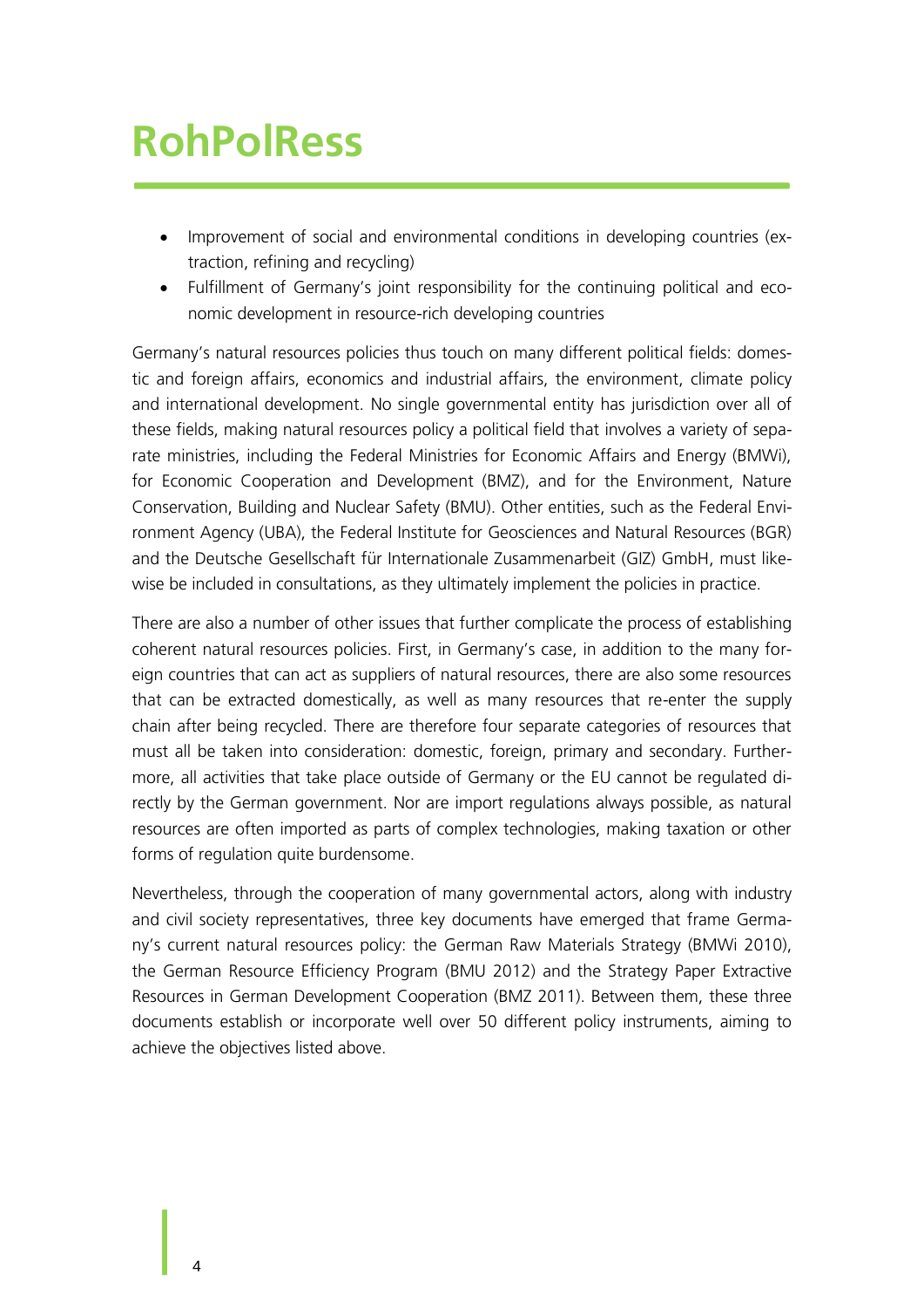- Improvement of social and environmental conditions in developing countries (extraction, refining and recycling)
- Fulfillment of Germany's joint responsibility for the continuing political and economic development in resource-rich developing countries

Germany's natural resources policies thus touch on many different political fields: domestic and foreign affairs, economics and industrial affairs, the environment, climate policy and international development. No single governmental entity has jurisdiction over all of these fields, making natural resources policy a political field that involves a variety of separate ministries, including the Federal Ministries for Economic Affairs and Energy (BMWi), for Economic Cooperation and Development (BMZ), and for the Environment, Nature Conservation, Building and Nuclear Safety (BMU). Other entities, such as the Federal Environment Agency (UBA), the Federal Institute for Geosciences and Natural Resources (BGR) and the Deutsche Gesellschaft für Internationale Zusammenarbeit (GIZ) GmbH, must likewise be included in consultations, as they ultimately implement the policies in practice.

There are also a number of other issues that further complicate the process of establishing coherent natural resources policies. First, in Germany's case, in addition to the many foreign countries that can act as suppliers of natural resources, there are also some resources that can be extracted domestically, as well as many resources that re-enter the supply chain after being recycled. There are therefore four separate categories of resources that must all be taken into consideration: domestic, foreign, primary and secondary. Furthermore, all activities that take place outside of Germany or the EU cannot be regulated directly by the German government. Nor are import regulations always possible, as natural resources are often imported as parts of complex technologies, making taxation or other forms of regulation quite burdensome.

Nevertheless, through the cooperation of many governmental actors, along with industry and civil society representatives, three key documents have emerged that frame Germany's current natural resources policy: the German Raw Materials Strategy (BMWi 2010), the German Resource Efficiency Program (BMU 2012) and the Strategy Paper Extractive Resources in German Development Cooperation (BMZ 2011). Between them, these three documents establish or incorporate well over 50 different policy instruments, aiming to achieve the objectives listed above.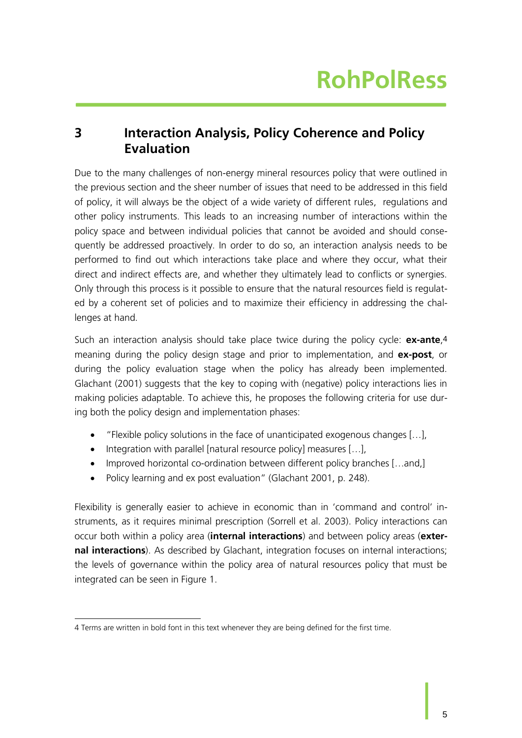# 3 Interaction Analysis, Policy Coherence and Policy Evaluation

Due to the many challenges of non-energy mineral resources policy that were outlined in the previous section and the sheer number of issues that need to be addressed in this field of policy, it will always be the object of a wide variety of different rules, regulations and other policy instruments. This leads to an increasing number of interactions within the policy space and between individual policies that cannot be avoided and should consequently be addressed proactively. In order to do so, an interaction analysis needs to be performed to find out which interactions take place and where they occur, what their direct and indirect effects are, and whether they ultimately lead to conflicts or synergies. Only through this process is it possible to ensure that the natural resources field is regulated by a coherent set of policies and to maximize their efficiency in addressing the challenges at hand.

Such an interaction analysis should take place twice during the policy cycle: **ex-ante**,[4] meaning during the policy design stage and prior to implementation, and **ex-post**, or during the policy evaluation stage when the policy has already been implemented. Glachant (2001) suggests that the key to coping with (negative) policy interactions lies in making policies adaptable. To achieve this, he proposes the following criteria for use during both the policy design and implementation phases:

- "Flexible policy solutions in the face of unanticipated exogenous changes […],
- Integration with parallel [natural resource policy] measures […],
- Improved horizontal co-ordination between different policy branches […and,]
- Policy learning and ex post evaluation" (Glachant 2001, p. 248).

Flexibility is generally easier to achieve in economic than in 'command and control' instruments, as it requires minimal prescription (Sorrell et al. 2003). Policy interactions can occur both within a policy area (**internal interactions**) and between policy areas (**external interactions**). As described by Glachant, integration focuses on internal interactions; the levels of governance within the policy area of natural resources policy that must be integrated can be seen in Figure 1.

---

4 Terms are written in bold font in this text whenever they are being defined for the first time.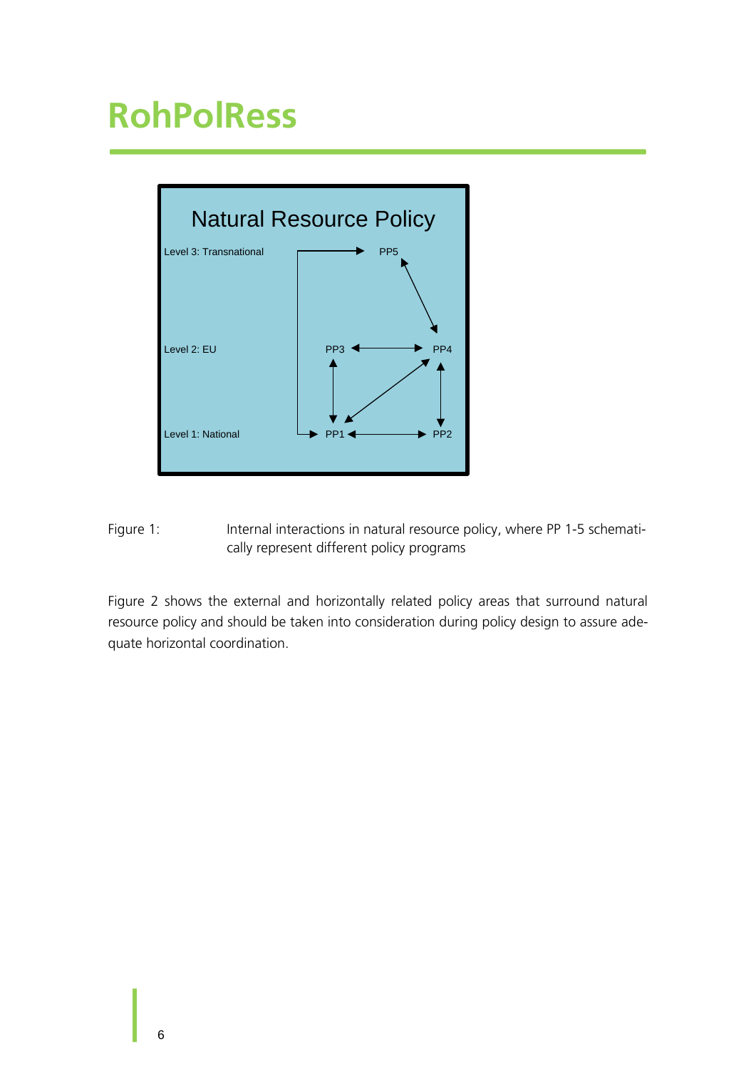Natural Resource Policy

Level 3: Transnational — PP5

Level 2: EU — PP3, PP4

Level 1: National — PP1, PP2

Figure 1: Internal interactions in natural resource policy, where PP 1-5 schematically represent different policy programs

Figure 2 shows the external and horizontally related policy areas that surround natural resource policy and should be taken into consideration during policy design to assure adequate horizontal coordination.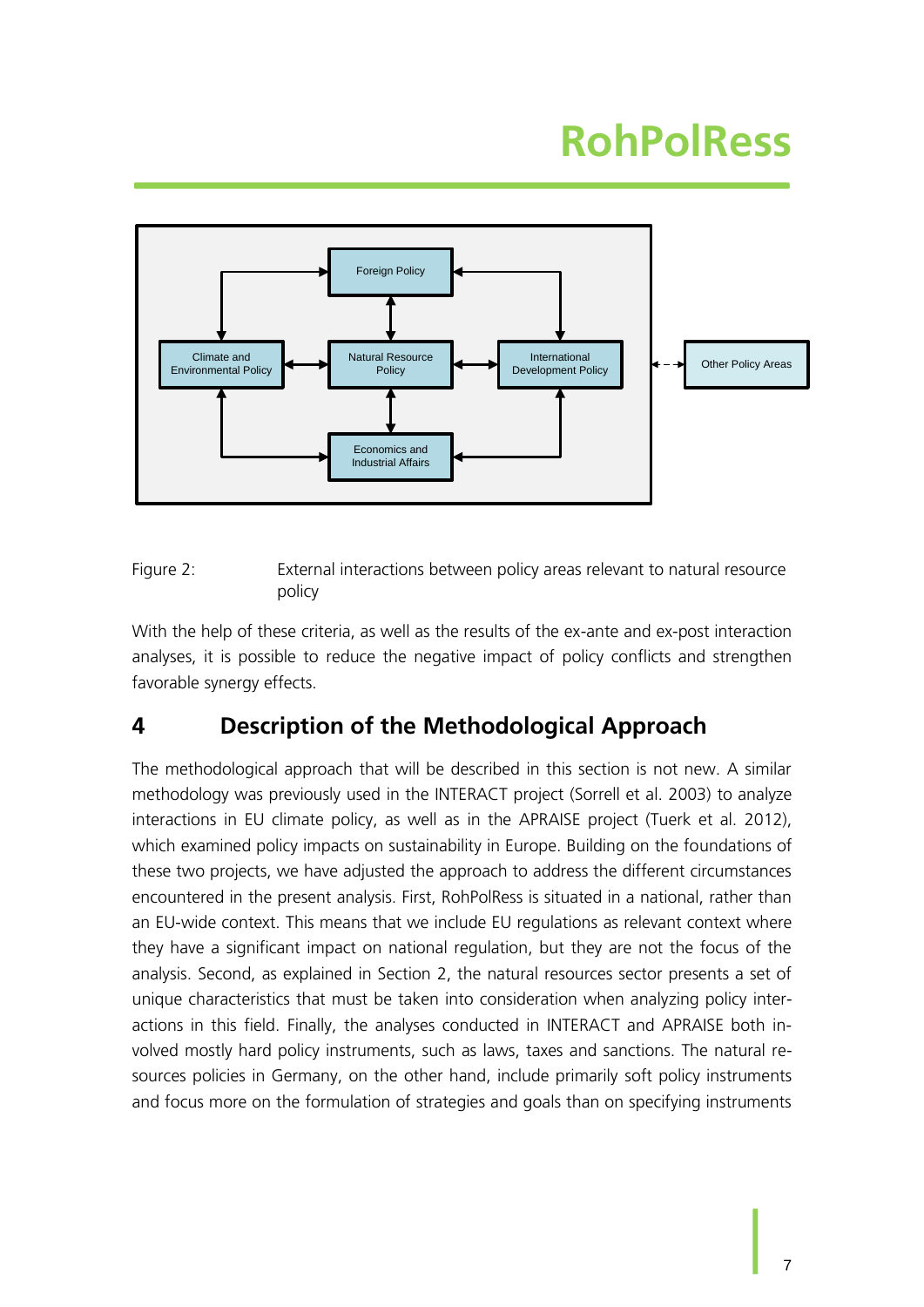Figure 2: External interactions between policy areas relevant to natural resource policy

With the help of these criteria, as well as the results of the ex-ante and ex-post interaction analyses, it is possible to reduce the negative impact of policy conflicts and strengthen favorable synergy effects.

## 4 Description of the Methodological Approach

The methodological approach that will be described in this section is not new. A similar methodology was previously used in the INTERACT project (Sorrell et al. 2003) to analyze interactions in EU climate policy, as well as in the APRAISE project (Tuerk et al. 2012), which examined policy impacts on sustainability in Europe. Building on the foundations of these two projects, we have adjusted the approach to address the different circumstances encountered in the present analysis. First, RohPolRess is situated in a national, rather than an EU-wide context. This means that we include EU regulations as relevant context where they have a significant impact on national regulation, but they are not the focus of the analysis. Second, as explained in Section 2, the natural resources sector presents a set of unique characteristics that must be taken into consideration when analyzing policy interactions in this field. Finally, the analyses conducted in INTERACT and APRAISE both involved mostly hard policy instruments, such as laws, taxes and sanctions. The natural resources policies in Germany, on the other hand, include primarily soft policy instruments and focus more on the formulation of strategies and goals than on specifying instruments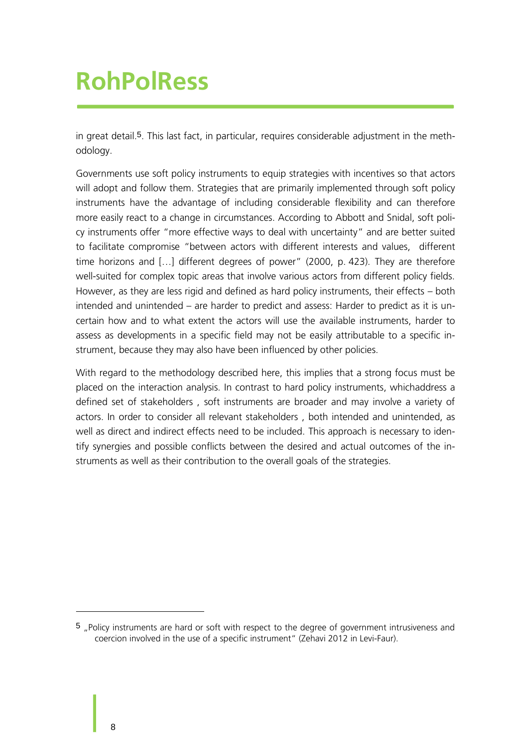in great detail.[5]. This last fact, in particular, requires considerable adjustment in the methodology.

Governments use soft policy instruments to equip strategies with incentives so that actors will adopt and follow them. Strategies that are primarily implemented through soft policy instruments have the advantage of including considerable flexibility and can therefore more easily react to a change in circumstances. According to Abbott and Snidal, soft policy instruments offer "more effective ways to deal with uncertainty" and are better suited to facilitate compromise "between actors with different interests and values, different time horizons and […] different degrees of power" (2000, p. 423). They are therefore well-suited for complex topic areas that involve various actors from different policy fields. However, as they are less rigid and defined as hard policy instruments, their effects – both intended and unintended – are harder to predict and assess: Harder to predict as it is uncertain how and to what extent the actors will use the available instruments, harder to assess as developments in a specific field may not be easily attributable to a specific instrument, because they may also have been influenced by other policies.

With regard to the methodology described here, this implies that a strong focus must be placed on the interaction analysis. In contrast to hard policy instruments, whichaddress a defined set of stakeholders , soft instruments are broader and may involve a variety of actors. In order to consider all relevant stakeholders , both intended and unintended, as well as direct and indirect effects need to be included. This approach is necessary to identify synergies and possible conflicts between the desired and actual outcomes of the instruments as well as their contribution to the overall goals of the strategies.

---

[5] „Policy instruments are hard or soft with respect to the degree of government intrusiveness and coercion involved in the use of a specific instrument" (Zehavi 2012 in Levi-Faur).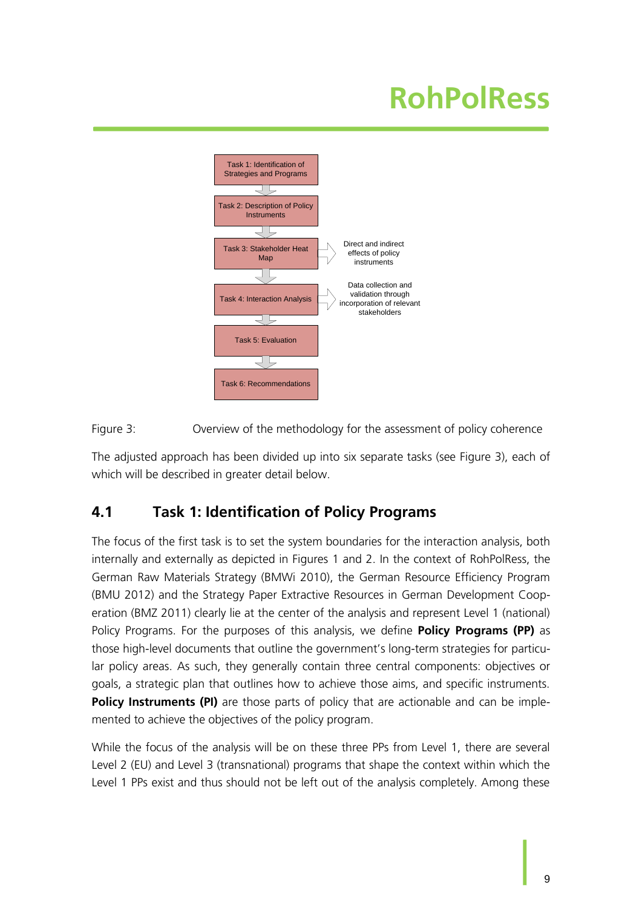Task 1: Identification of Strategies and Programs

Task 2: Description of Policy Instruments

Task 3: Stakeholder Heat Map → Direct and indirect effects of policy instruments

Task 4: Interaction Analysis → Data collection and validation through incorporation of relevant stakeholders

Task 5: Evaluation

Task 6: Recommendations

Figure 3: Overview of the methodology for the assessment of policy coherence

The adjusted approach has been divided up into six separate tasks (see Figure 3), each of which will be described in greater detail below.

## 4.1 Task 1: Identification of Policy Programs

The focus of the first task is to set the system boundaries for the interaction analysis, both internally and externally as depicted in Figures 1 and 2. In the context of RohPolRess, the German Raw Materials Strategy (BMWi 2010), the German Resource Efficiency Program (BMU 2012) and the Strategy Paper Extractive Resources in German Development Cooperation (BMZ 2011) clearly lie at the center of the analysis and represent Level 1 (national) Policy Programs. For the purposes of this analysis, we define **Policy Programs (PP)** as those high-level documents that outline the government's long-term strategies for particular policy areas. As such, they generally contain three central components: objectives or goals, a strategic plan that outlines how to achieve those aims, and specific instruments. **Policy Instruments (PI)** are those parts of policy that are actionable and can be implemented to achieve the objectives of the policy program.

While the focus of the analysis will be on these three PPs from Level 1, there are several Level 2 (EU) and Level 3 (transnational) programs that shape the context within which the Level 1 PPs exist and thus should not be left out of the analysis completely. Among these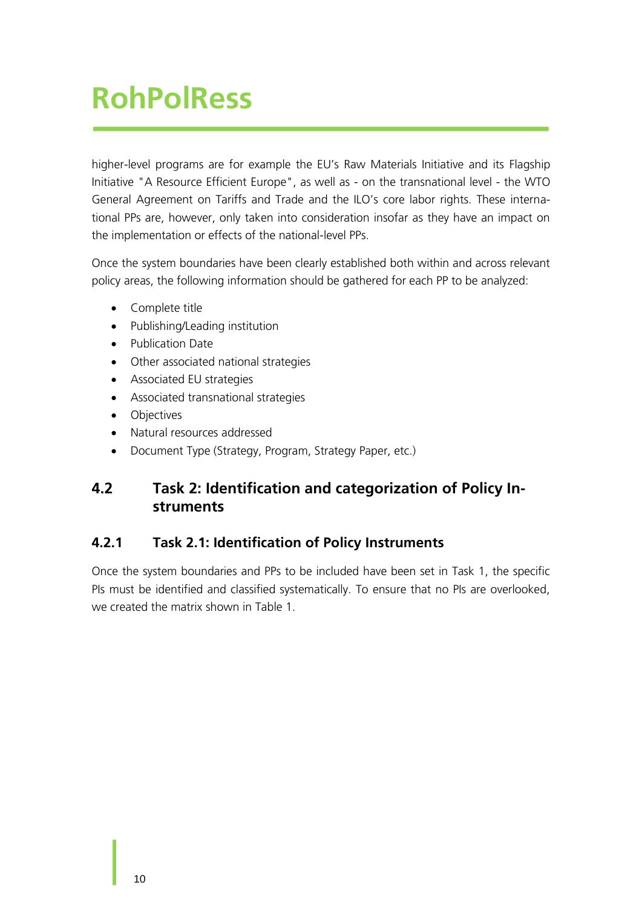higher-level programs are for example the EU's Raw Materials Initiative and its Flagship Initiative "A Resource Efficient Europe", as well as - on the transnational level - the WTO General Agreement on Tariffs and Trade and the ILO's core labor rights. These international PPs are, however, only taken into consideration insofar as they have an impact on the implementation or effects of the national-level PPs.

Once the system boundaries have been clearly established both within and across relevant policy areas, the following information should be gathered for each PP to be analyzed:

- Complete title
- Publishing/Leading institution
- Publication Date
- Other associated national strategies
- Associated EU strategies
- Associated transnational strategies
- Objectives
- Natural resources addressed
- Document Type (Strategy, Program, Strategy Paper, etc.)

## 4.2 Task 2: Identification and categorization of Policy Instruments

### 4.2.1 Task 2.1: Identification of Policy Instruments

Once the system boundaries and PPs to be included have been set in Task 1, the specific PIs must be identified and classified systematically. To ensure that no PIs are overlooked, we created the matrix shown in Table 1.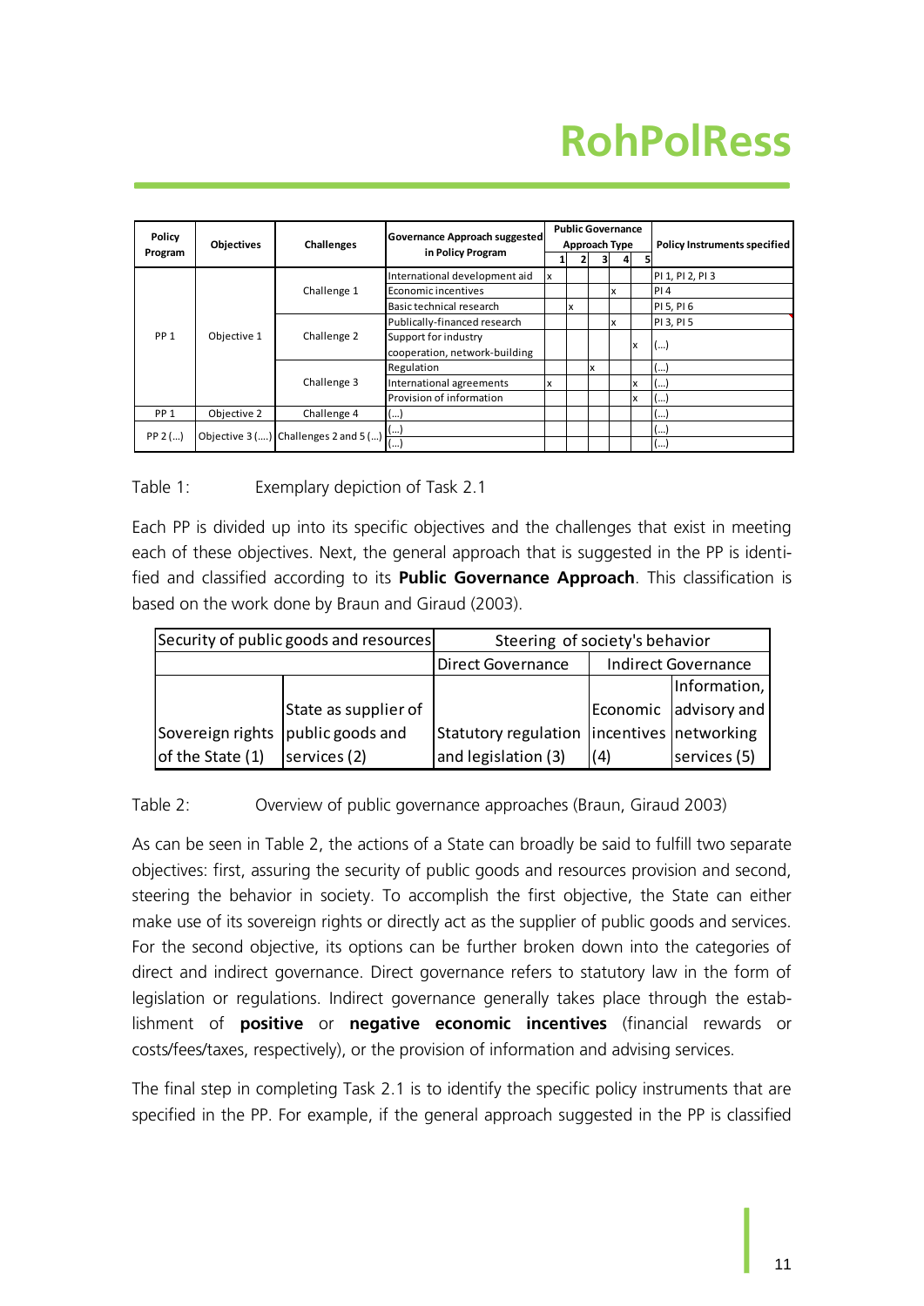| Policy Program | Objectives | Challenges | Governance Approach suggested in Policy Program | Public Governance Approach Type | | | | | Policy Instruments specified |
|---|---|---|---|---|---|---|---|---|---|
| | | | | 1 | 2 | 3 | 4 | 5 | |
| PP 1 | Objective 1 | Challenge 1 | International development aid | x | | | | | PI 1, PI 2, PI 3 |
| | | | Economic incentives | | | | x | | PI 4 |
| | | | Basic technical research | | x | | | | PI 5, PI 6 |
| | | Challenge 2 | Publically-financed research | | | | x | | PI 3, PI 5 |
| | | | Support for industry cooperation, network-building | | | | | x | (...) |
| | | Challenge 3 | Regulation | | | x | | | (...) |
| | | | International agreements | x | | | | x | (...) |
| | | | Provision of information | | | | | x | (...) |
| PP 1 | Objective 2 | Challenge 4 | (...) | | | | | | (...) |
| PP 2 (...) | Objective 3 (....) | Challenges 2 and 5 (...) | (...) | | | | | | (...) |
| | | | (...) | | | | | | (...) |

Table 1: Exemplary depiction of Task 2.1

Each PP is divided up into its specific objectives and the challenges that exist in meeting each of these objectives. Next, the general approach that is suggested in the PP is identified and classified according to its **Public Governance Approach**. This classification is based on the work done by Braun and Giraud (2003).

| Security of public goods and resources | | Steering of society's behavior | | |
|---|---|---|---|---|
| | | Direct Governance | Indirect Governance | |
| Sovereign rights of the State (1) | State as supplier of public goods and services (2) | Statutory regulation and legislation (3) | Economic incentives (4) | Information, advisory and networking services (5) |

Table 2: Overview of public governance approaches (Braun, Giraud 2003)

As can be seen in Table 2, the actions of a State can broadly be said to fulfill two separate objectives: first, assuring the security of public goods and resources provision and second, steering the behavior in society. To accomplish the first objective, the State can either make use of its sovereign rights or directly act as the supplier of public goods and services. For the second objective, its options can be further broken down into the categories of direct and indirect governance. Direct governance refers to statutory law in the form of legislation or regulations. Indirect governance generally takes place through the establishment of **positive** or **negative economic incentives** (financial rewards or costs/fees/taxes, respectively), or the provision of information and advising services.

The final step in completing Task 2.1 is to identify the specific policy instruments that are specified in the PP. For example, if the general approach suggested in the PP is classified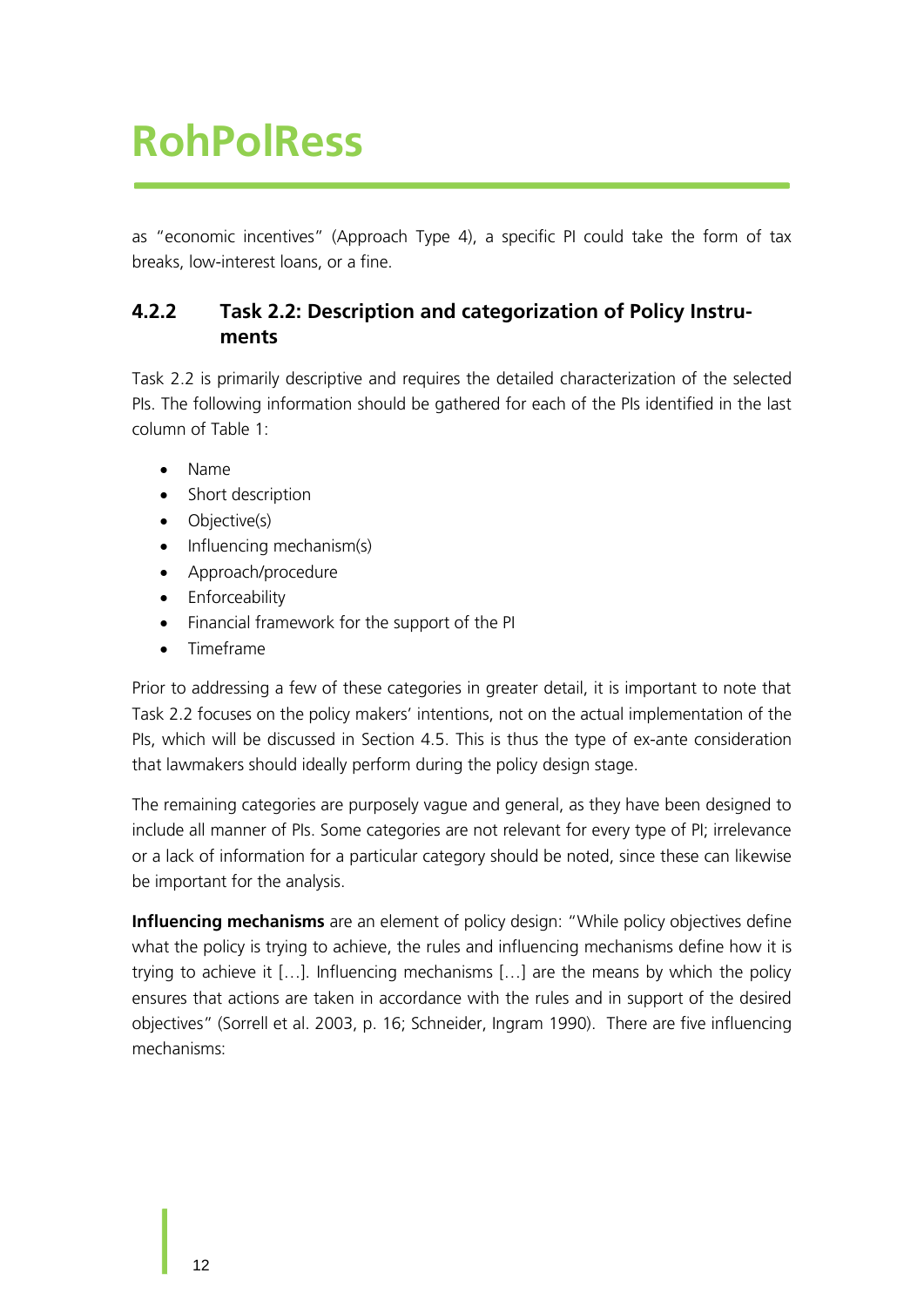as "economic incentives" (Approach Type 4), a specific PI could take the form of tax breaks, low-interest loans, or a fine.

### 4.2.2 Task 2.2: Description and categorization of Policy Instruments

Task 2.2 is primarily descriptive and requires the detailed characterization of the selected PIs. The following information should be gathered for each of the PIs identified in the last column of Table 1:

- Name
- Short description
- Objective(s)
- Influencing mechanism(s)
- Approach/procedure
- Enforceability
- Financial framework for the support of the PI
- Timeframe

Prior to addressing a few of these categories in greater detail, it is important to note that Task 2.2 focuses on the policy makers' intentions, not on the actual implementation of the PIs, which will be discussed in Section 4.5. This is thus the type of ex-ante consideration that lawmakers should ideally perform during the policy design stage.

The remaining categories are purposely vague and general, as they have been designed to include all manner of PIs. Some categories are not relevant for every type of PI; irrelevance or a lack of information for a particular category should be noted, since these can likewise be important for the analysis.

**Influencing mechanisms** are an element of policy design: "While policy objectives define what the policy is trying to achieve, the rules and influencing mechanisms define how it is trying to achieve it […]. Influencing mechanisms […] are the means by which the policy ensures that actions are taken in accordance with the rules and in support of the desired objectives" (Sorrell et al. 2003, p. 16; Schneider, Ingram 1990). There are five influencing mechanisms: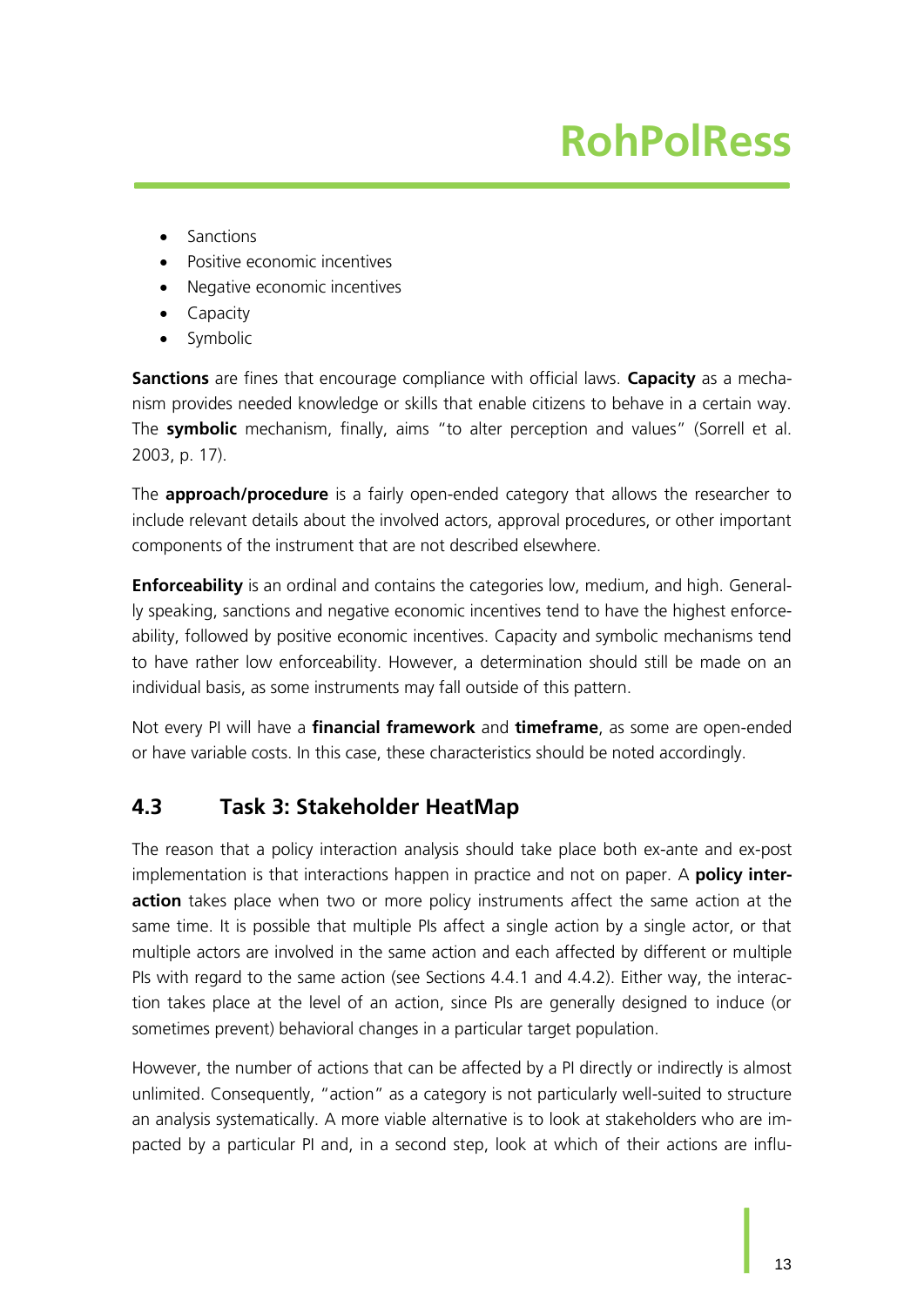- Sanctions
- Positive economic incentives
- Negative economic incentives
- Capacity
- Symbolic

**Sanctions** are fines that encourage compliance with official laws. **Capacity** as a mechanism provides needed knowledge or skills that enable citizens to behave in a certain way. The **symbolic** mechanism, finally, aims "to alter perception and values" (Sorrell et al. 2003, p. 17).

The **approach/procedure** is a fairly open-ended category that allows the researcher to include relevant details about the involved actors, approval procedures, or other important components of the instrument that are not described elsewhere.

**Enforceability** is an ordinal and contains the categories low, medium, and high. Generally speaking, sanctions and negative economic incentives tend to have the highest enforceability, followed by positive economic incentives. Capacity and symbolic mechanisms tend to have rather low enforceability. However, a determination should still be made on an individual basis, as some instruments may fall outside of this pattern.

Not every PI will have a **financial framework** and **timeframe**, as some are open-ended or have variable costs. In this case, these characteristics should be noted accordingly.

## 4.3 Task 3: Stakeholder HeatMap

The reason that a policy interaction analysis should take place both ex-ante and ex-post implementation is that interactions happen in practice and not on paper. A **policy interaction** takes place when two or more policy instruments affect the same action at the same time. It is possible that multiple PIs affect a single action by a single actor, or that multiple actors are involved in the same action and each affected by different or multiple PIs with regard to the same action (see Sections 4.4.1 and 4.4.2). Either way, the interaction takes place at the level of an action, since PIs are generally designed to induce (or sometimes prevent) behavioral changes in a particular target population.

However, the number of actions that can be affected by a PI directly or indirectly is almost unlimited. Consequently, "action" as a category is not particularly well-suited to structure an analysis systematically. A more viable alternative is to look at stakeholders who are impacted by a particular PI and, in a second step, look at which of their actions are influ-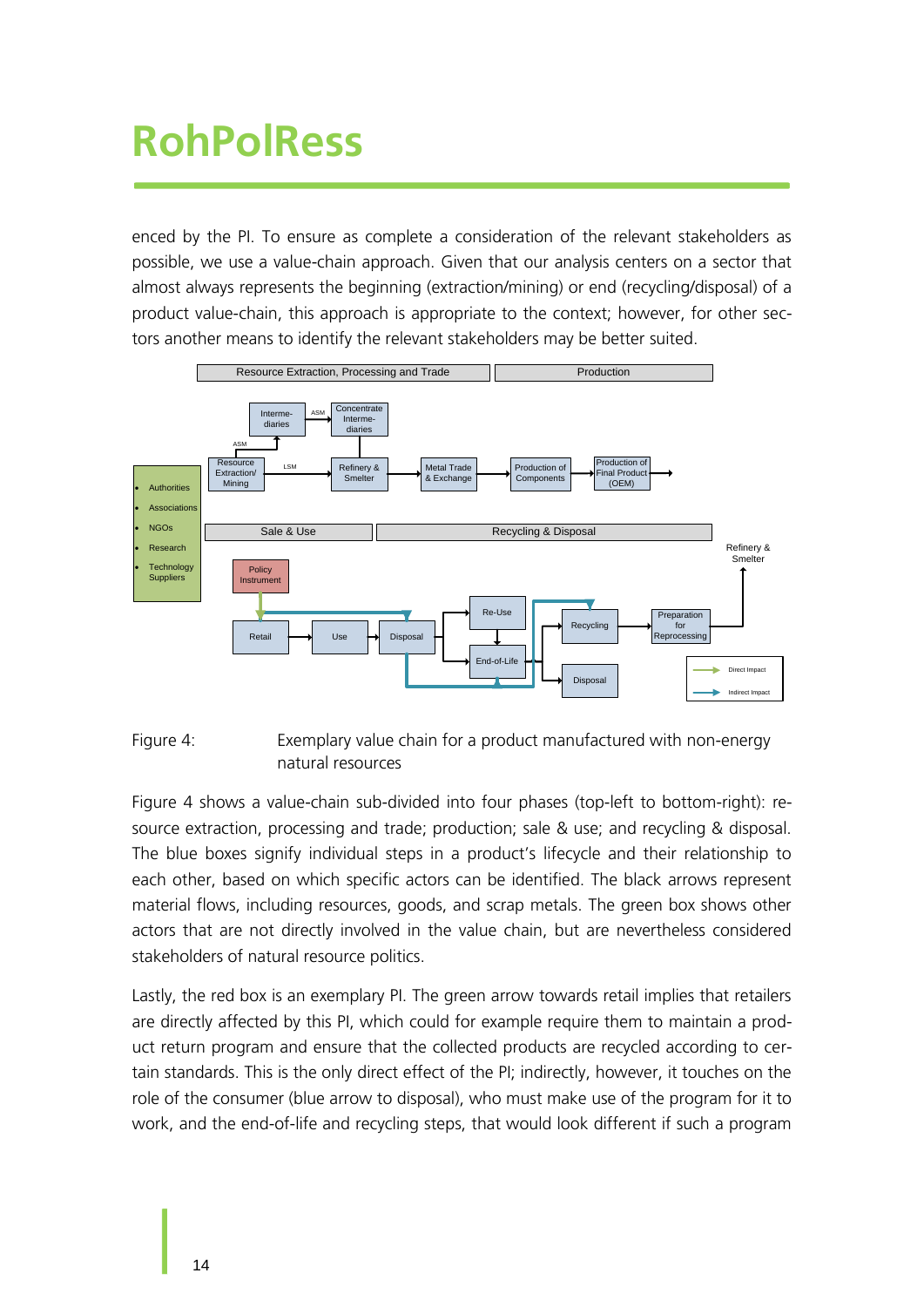enced by the PI. To ensure as complete a consideration of the relevant stakeholders as possible, we use a value-chain approach. Given that our analysis centers on a sector that almost always represents the beginning (extraction/mining) or end (recycling/disposal) of a product value-chain, this approach is appropriate to the context; however, for other sectors another means to identify the relevant stakeholders may be better suited.

Figure 4: Exemplary value chain for a product manufactured with non-energy natural resources

Figure 4 shows a value-chain sub-divided into four phases (top-left to bottom-right): resource extraction, processing and trade; production; sale & use; and recycling & disposal. The blue boxes signify individual steps in a product's lifecycle and their relationship to each other, based on which specific actors can be identified. The black arrows represent material flows, including resources, goods, and scrap metals. The green box shows other actors that are not directly involved in the value chain, but are nevertheless considered stakeholders of natural resource politics.

Lastly, the red box is an exemplary PI. The green arrow towards retail implies that retailers are directly affected by this PI, which could for example require them to maintain a product return program and ensure that the collected products are recycled according to certain standards. This is the only direct effect of the PI; indirectly, however, it touches on the role of the consumer (blue arrow to disposal), who must make use of the program for it to work, and the end-of-life and recycling steps, that would look different if such a program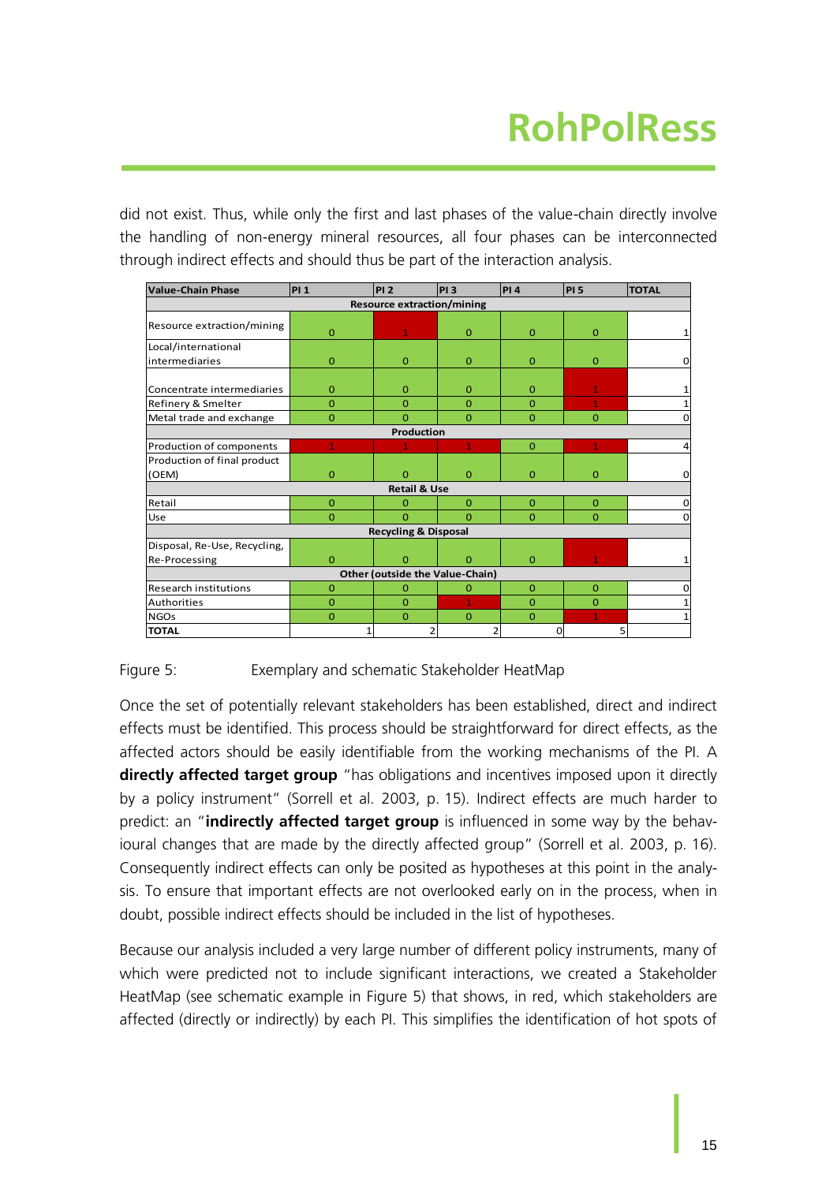did not exist. Thus, while only the first and last phases of the value-chain directly involve the handling of non-energy mineral resources, all four phases can be interconnected through indirect effects and should thus be part of the interaction analysis.

| Value-Chain Phase | PI 1 | PI 2 | PI 3 | PI 4 | PI 5 | TOTAL |
|---|---|---|---|---|---|---|
| **Resource extraction/mining** | | | | | | |
| Resource extraction/mining | 0 | 1 | 0 | 0 | 0 | 1 |
| Local/international intermediaries | 0 | 0 | 0 | 0 | 0 | 0 |
| Concentrate intermediaries | 0 | 0 | 0 | 0 | 1 | 1 |
| Refinery & Smelter | 0 | 0 | 0 | 0 | 1 | 1 |
| Metal trade and exchange | 0 | 0 | 0 | 0 | 0 | 0 |
| **Production** | | | | | | |
| Production of components | 1 | 1 | 1 | 0 | 1 | 4 |
| Production of final product (OEM) | 0 | 0 | 0 | 0 | 0 | 0 |
| **Retail & Use** | | | | | | |
| Retail | 0 | 0 | 0 | 0 | 0 | 0 |
| Use | 0 | 0 | 0 | 0 | 0 | 0 |
| **Recycling & Disposal** | | | | | | |
| Disposal, Re-Use, Recycling, Re-Processing | 0 | 0 | 0 | 0 | 1 | 1 |
| **Other (outside the Value-Chain)** | | | | | | |
| Research institutions | 0 | 0 | 0 | 0 | 0 | 0 |
| Authorities | 0 | 0 | 1 | 0 | 0 | 1 |
| NGOs | 0 | 0 | 0 | 0 | 1 | 1 |
| **TOTAL** | 1 | 2 | 2 | 0 | 5 | |

Figure 5: Exemplary and schematic Stakeholder HeatMap

Once the set of potentially relevant stakeholders has been established, direct and indirect effects must be identified. This process should be straightforward for direct effects, as the affected actors should be easily identifiable from the working mechanisms of the PI. A **directly affected target group** "has obligations and incentives imposed upon it directly by a policy instrument" (Sorrell et al. 2003, p. 15). Indirect effects are much harder to predict: an "**indirectly affected target group** is influenced in some way by the behavioural changes that are made by the directly affected group" (Sorrell et al. 2003, p. 16). Consequently indirect effects can only be posited as hypotheses at this point in the analysis. To ensure that important effects are not overlooked early on in the process, when in doubt, possible indirect effects should be included in the list of hypotheses.

Because our analysis included a very large number of different policy instruments, many of which were predicted not to include significant interactions, we created a Stakeholder HeatMap (see schematic example in Figure 5) that shows, in red, which stakeholders are affected (directly or indirectly) by each PI. This simplifies the identification of hot spots of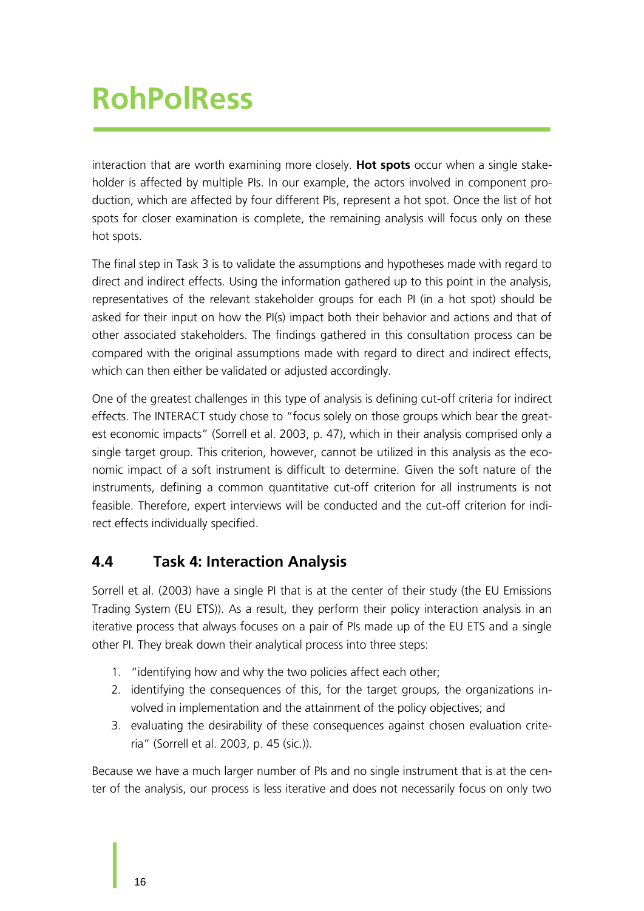interaction that are worth examining more closely. **Hot spots** occur when a single stakeholder is affected by multiple PIs. In our example, the actors involved in component production, which are affected by four different PIs, represent a hot spot. Once the list of hot spots for closer examination is complete, the remaining analysis will focus only on these hot spots.

The final step in Task 3 is to validate the assumptions and hypotheses made with regard to direct and indirect effects. Using the information gathered up to this point in the analysis, representatives of the relevant stakeholder groups for each PI (in a hot spot) should be asked for their input on how the PI(s) impact both their behavior and actions and that of other associated stakeholders. The findings gathered in this consultation process can be compared with the original assumptions made with regard to direct and indirect effects, which can then either be validated or adjusted accordingly.

One of the greatest challenges in this type of analysis is defining cut-off criteria for indirect effects. The INTERACT study chose to "focus solely on those groups which bear the greatest economic impacts" (Sorrell et al. 2003, p. 47), which in their analysis comprised only a single target group. This criterion, however, cannot be utilized in this analysis as the economic impact of a soft instrument is difficult to determine. Given the soft nature of the instruments, defining a common quantitative cut-off criterion for all instruments is not feasible. Therefore, expert interviews will be conducted and the cut-off criterion for indirect effects individually specified.

## 4.4 Task 4: Interaction Analysis

Sorrell et al. (2003) have a single PI that is at the center of their study (the EU Emissions Trading System (EU ETS)). As a result, they perform their policy interaction analysis in an iterative process that always focuses on a pair of PIs made up of the EU ETS and a single other PI. They break down their analytical process into three steps:

1. "identifying how and why the two policies affect each other;
2. identifying the consequences of this, for the target groups, the organizations involved in implementation and the attainment of the policy objectives; and
3. evaluating the desirability of these consequences against chosen evaluation criteria" (Sorrell et al. 2003, p. 45 (sic.)).

Because we have a much larger number of PIs and no single instrument that is at the center of the analysis, our process is less iterative and does not necessarily focus on only two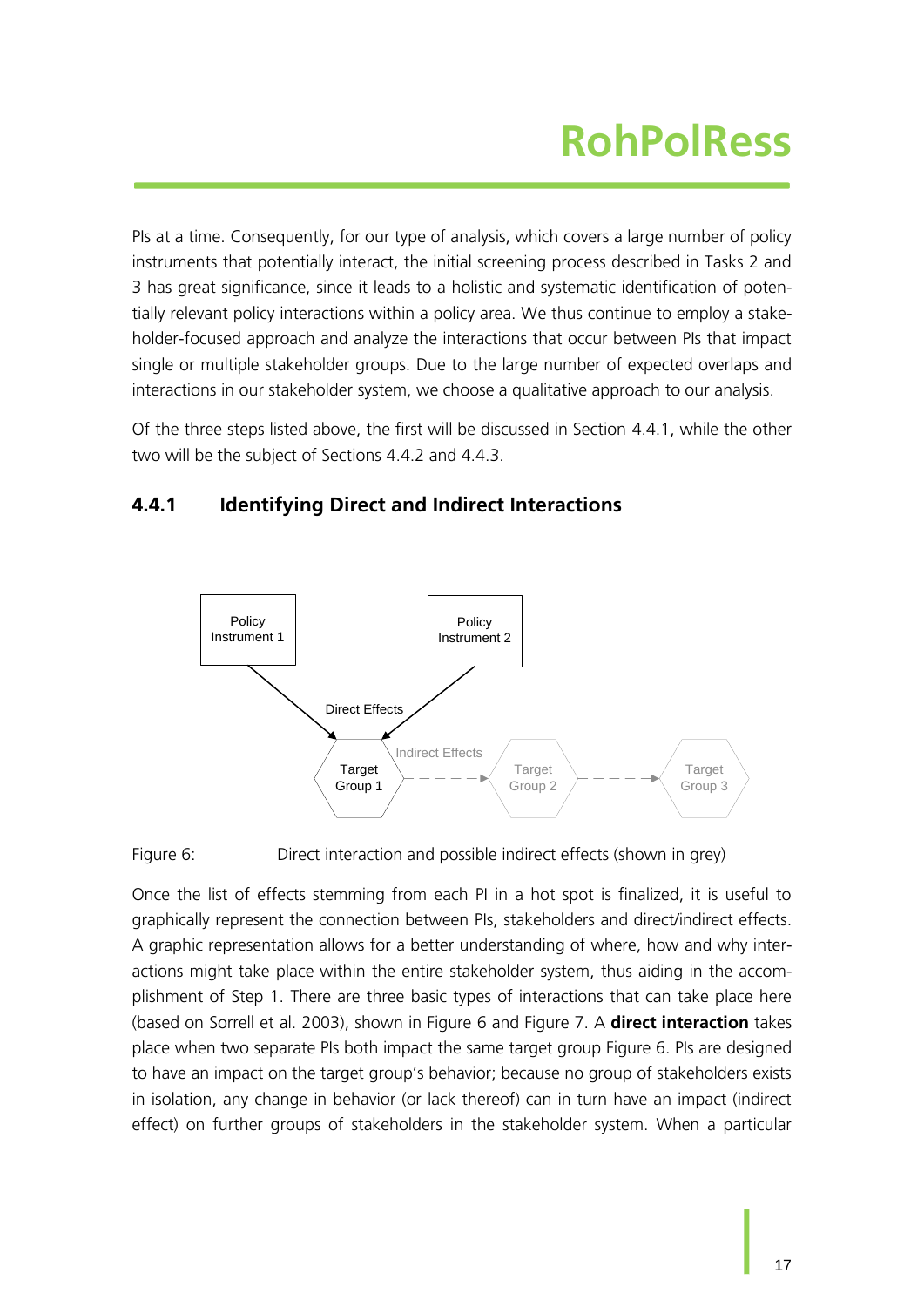PIs at a time. Consequently, for our type of analysis, which covers a large number of policy instruments that potentially interact, the initial screening process described in Tasks 2 and 3 has great significance, since it leads to a holistic and systematic identification of potentially relevant policy interactions within a policy area. We thus continue to employ a stakeholder-focused approach and analyze the interactions that occur between PIs that impact single or multiple stakeholder groups. Due to the large number of expected overlaps and interactions in our stakeholder system, we choose a qualitative approach to our analysis.

Of the three steps listed above, the first will be discussed in Section 4.4.1, while the other two will be the subject of Sections 4.4.2 and 4.4.3.

### 4.4.1 Identifying Direct and Indirect Interactions

Figure 6: Direct interaction and possible indirect effects (shown in grey)

Once the list of effects stemming from each PI in a hot spot is finalized, it is useful to graphically represent the connection between PIs, stakeholders and direct/indirect effects. A graphic representation allows for a better understanding of where, how and why interactions might take place within the entire stakeholder system, thus aiding in the accomplishment of Step 1. There are three basic types of interactions that can take place here (based on Sorrell et al. 2003), shown in Figure 6 and Figure 7. A **direct interaction** takes place when two separate PIs both impact the same target group Figure 6. PIs are designed to have an impact on the target group's behavior; because no group of stakeholders exists in isolation, any change in behavior (or lack thereof) can in turn have an impact (indirect effect) on further groups of stakeholders in the stakeholder system. When a particular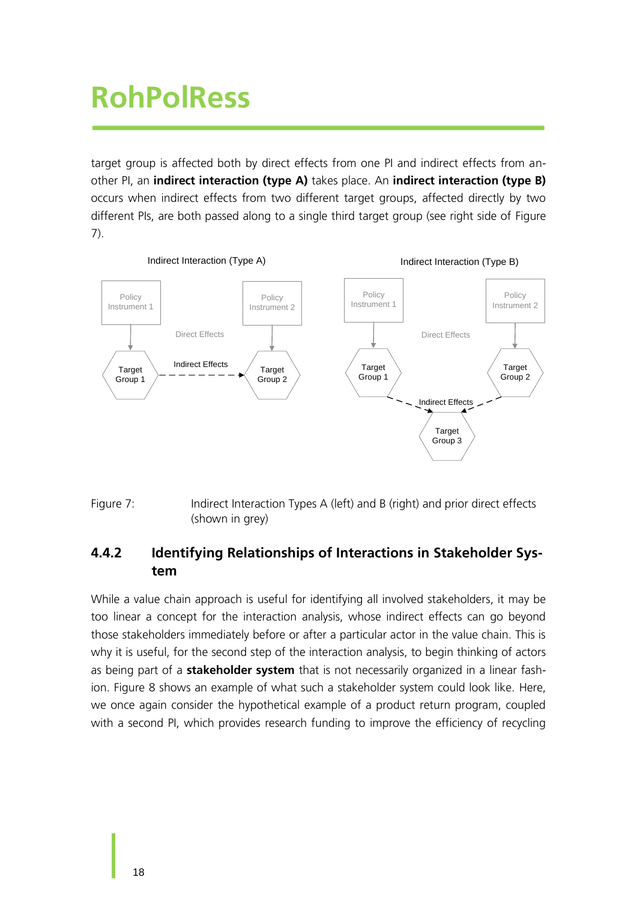target group is affected both by direct effects from one PI and indirect effects from another PI, an **indirect interaction (type A)** takes place. An **indirect interaction (type B)** occurs when indirect effects from two different target groups, affected directly by two different PIs, are both passed along to a single third target group (see right side of Figure 7).

Figure 7: Indirect Interaction Types A (left) and B (right) and prior direct effects (shown in grey)

### 4.4.2 Identifying Relationships of Interactions in Stakeholder System

While a value chain approach is useful for identifying all involved stakeholders, it may be too linear a concept for the interaction analysis, whose indirect effects can go beyond those stakeholders immediately before or after a particular actor in the value chain. This is why it is useful, for the second step of the interaction analysis, to begin thinking of actors as being part of a **stakeholder system** that is not necessarily organized in a linear fashion. Figure 8 shows an example of what such a stakeholder system could look like. Here, we once again consider the hypothetical example of a product return program, coupled with a second PI, which provides research funding to improve the efficiency of recycling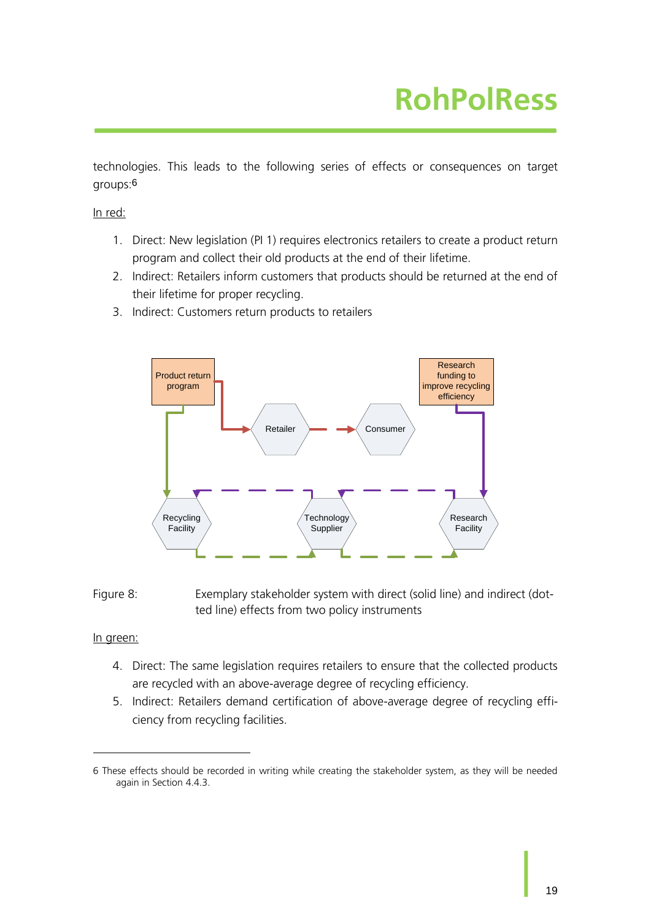technologies. This leads to the following series of effects or consequences on target groups:[6]

In red:

1. Direct: New legislation (PI 1) requires electronics retailers to create a product return program and collect their old products at the end of their lifetime.
2. Indirect: Retailers inform customers that products should be returned at the end of their lifetime for proper recycling.
3. Indirect: Customers return products to retailers

Figure 8: Exemplary stakeholder system with direct (solid line) and indirect (dotted line) effects from two policy instruments

In green:

4. Direct: The same legislation requires retailers to ensure that the collected products are recycled with an above-average degree of recycling efficiency.
5. Indirect: Retailers demand certification of above-average degree of recycling efficiency from recycling facilities.

---

6 These effects should be recorded in writing while creating the stakeholder system, as they will be needed again in Section 4.4.3.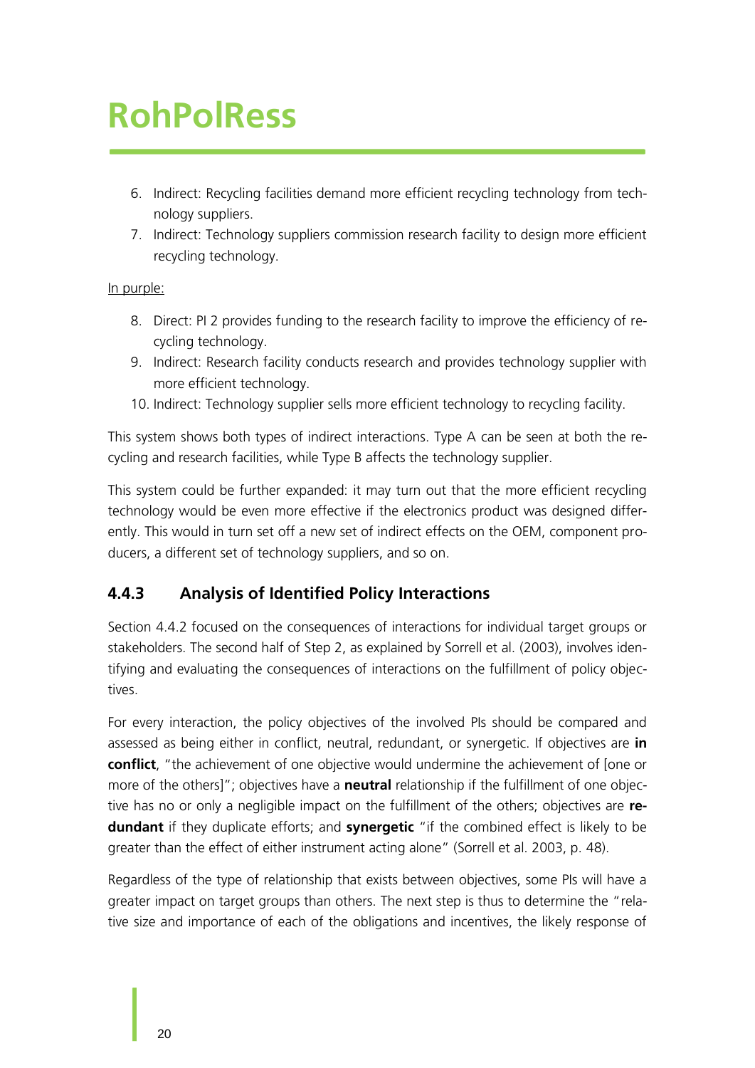6. Indirect: Recycling facilities demand more efficient recycling technology from technology suppliers.
7. Indirect: Technology suppliers commission research facility to design more efficient recycling technology.

<u>In purple:</u>

8. Direct: PI 2 provides funding to the research facility to improve the efficiency of recycling technology.
9. Indirect: Research facility conducts research and provides technology supplier with more efficient technology.
10. Indirect: Technology supplier sells more efficient technology to recycling facility.

This system shows both types of indirect interactions. Type A can be seen at both the recycling and research facilities, while Type B affects the technology supplier.

This system could be further expanded: it may turn out that the more efficient recycling technology would be even more effective if the electronics product was designed differently. This would in turn set off a new set of indirect effects on the OEM, component producers, a different set of technology suppliers, and so on.

### 4.4.3 Analysis of Identified Policy Interactions

Section 4.4.2 focused on the consequences of interactions for individual target groups or stakeholders. The second half of Step 2, as explained by Sorrell et al. (2003), involves identifying and evaluating the consequences of interactions on the fulfillment of policy objectives.

For every interaction, the policy objectives of the involved PIs should be compared and assessed as being either in conflict, neutral, redundant, or synergetic. If objectives are **in conflict**, "the achievement of one objective would undermine the achievement of [one or more of the others]"; objectives have a **neutral** relationship if the fulfillment of one objective has no or only a negligible impact on the fulfillment of the others; objectives are **redundant** if they duplicate efforts; and **synergetic** "if the combined effect is likely to be greater than the effect of either instrument acting alone" (Sorrell et al. 2003, p. 48).

Regardless of the type of relationship that exists between objectives, some PIs will have a greater impact on target groups than others. The next step is thus to determine the "relative size and importance of each of the obligations and incentives, the likely response of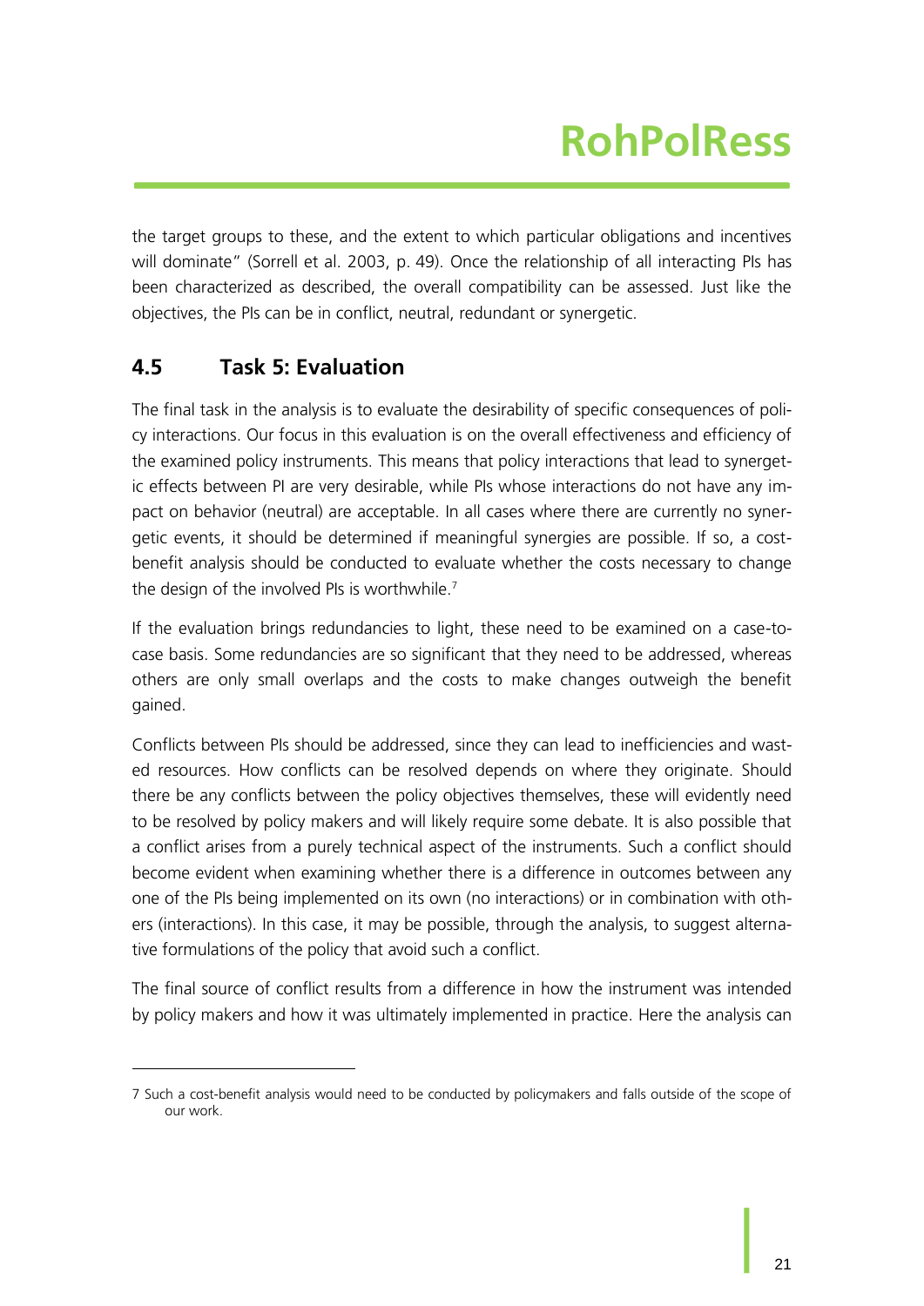the target groups to these, and the extent to which particular obligations and incentives will dominate" (Sorrell et al. 2003, p. 49). Once the relationship of all interacting PIs has been characterized as described, the overall compatibility can be assessed. Just like the objectives, the PIs can be in conflict, neutral, redundant or synergetic.

## 4.5 Task 5: Evaluation

The final task in the analysis is to evaluate the desirability of specific consequences of policy interactions. Our focus in this evaluation is on the overall effectiveness and efficiency of the examined policy instruments. This means that policy interactions that lead to synergetic effects between PI are very desirable, while PIs whose interactions do not have any impact on behavior (neutral) are acceptable. In all cases where there are currently no synergetic events, it should be determined if meaningful synergies are possible. If so, a cost-benefit analysis should be conducted to evaluate whether the costs necessary to change the design of the involved PIs is worthwhile.[7]

If the evaluation brings redundancies to light, these need to be examined on a case-to-case basis. Some redundancies are so significant that they need to be addressed, whereas others are only small overlaps and the costs to make changes outweigh the benefit gained.

Conflicts between PIs should be addressed, since they can lead to inefficiencies and wasted resources. How conflicts can be resolved depends on where they originate. Should there be any conflicts between the policy objectives themselves, these will evidently need to be resolved by policy makers and will likely require some debate. It is also possible that a conflict arises from a purely technical aspect of the instruments. Such a conflict should become evident when examining whether there is a difference in outcomes between any one of the PIs being implemented on its own (no interactions) or in combination with others (interactions). In this case, it may be possible, through the analysis, to suggest alternative formulations of the policy that avoid such a conflict.

The final source of conflict results from a difference in how the instrument was intended by policy makers and how it was ultimately implemented in practice. Here the analysis can

---

7 Such a cost-benefit analysis would need to be conducted by policymakers and falls outside of the scope of our work.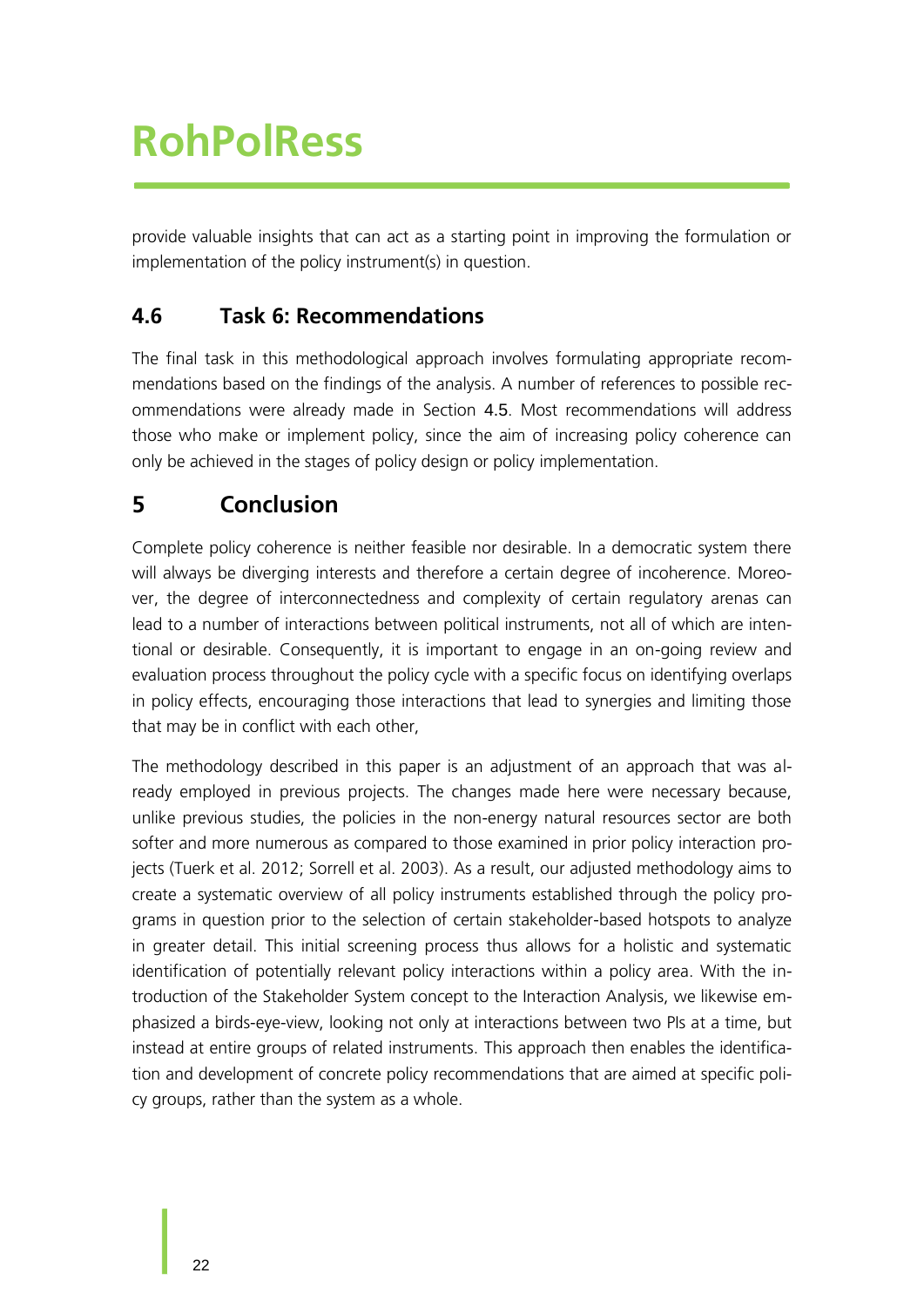provide valuable insights that can act as a starting point in improving the formulation or implementation of the policy instrument(s) in question.

## 4.6 Task 6: Recommendations

The final task in this methodological approach involves formulating appropriate recommendations based on the findings of the analysis. A number of references to possible recommendations were already made in Section 4.5. Most recommendations will address those who make or implement policy, since the aim of increasing policy coherence can only be achieved in the stages of policy design or policy implementation.

# 5 Conclusion

Complete policy coherence is neither feasible nor desirable. In a democratic system there will always be diverging interests and therefore a certain degree of incoherence. Moreover, the degree of interconnectedness and complexity of certain regulatory arenas can lead to a number of interactions between political instruments, not all of which are intentional or desirable. Consequently, it is important to engage in an on-going review and evaluation process throughout the policy cycle with a specific focus on identifying overlaps in policy effects, encouraging those interactions that lead to synergies and limiting those that may be in conflict with each other,

The methodology described in this paper is an adjustment of an approach that was already employed in previous projects. The changes made here were necessary because, unlike previous studies, the policies in the non-energy natural resources sector are both softer and more numerous as compared to those examined in prior policy interaction projects (Tuerk et al. 2012; Sorrell et al. 2003). As a result, our adjusted methodology aims to create a systematic overview of all policy instruments established through the policy programs in question prior to the selection of certain stakeholder-based hotspots to analyze in greater detail. This initial screening process thus allows for a holistic and systematic identification of potentially relevant policy interactions within a policy area. With the introduction of the Stakeholder System concept to the Interaction Analysis, we likewise emphasized a birds-eye-view, looking not only at interactions between two PIs at a time, but instead at entire groups of related instruments. This approach then enables the identification and development of concrete policy recommendations that are aimed at specific policy groups, rather than the system as a whole.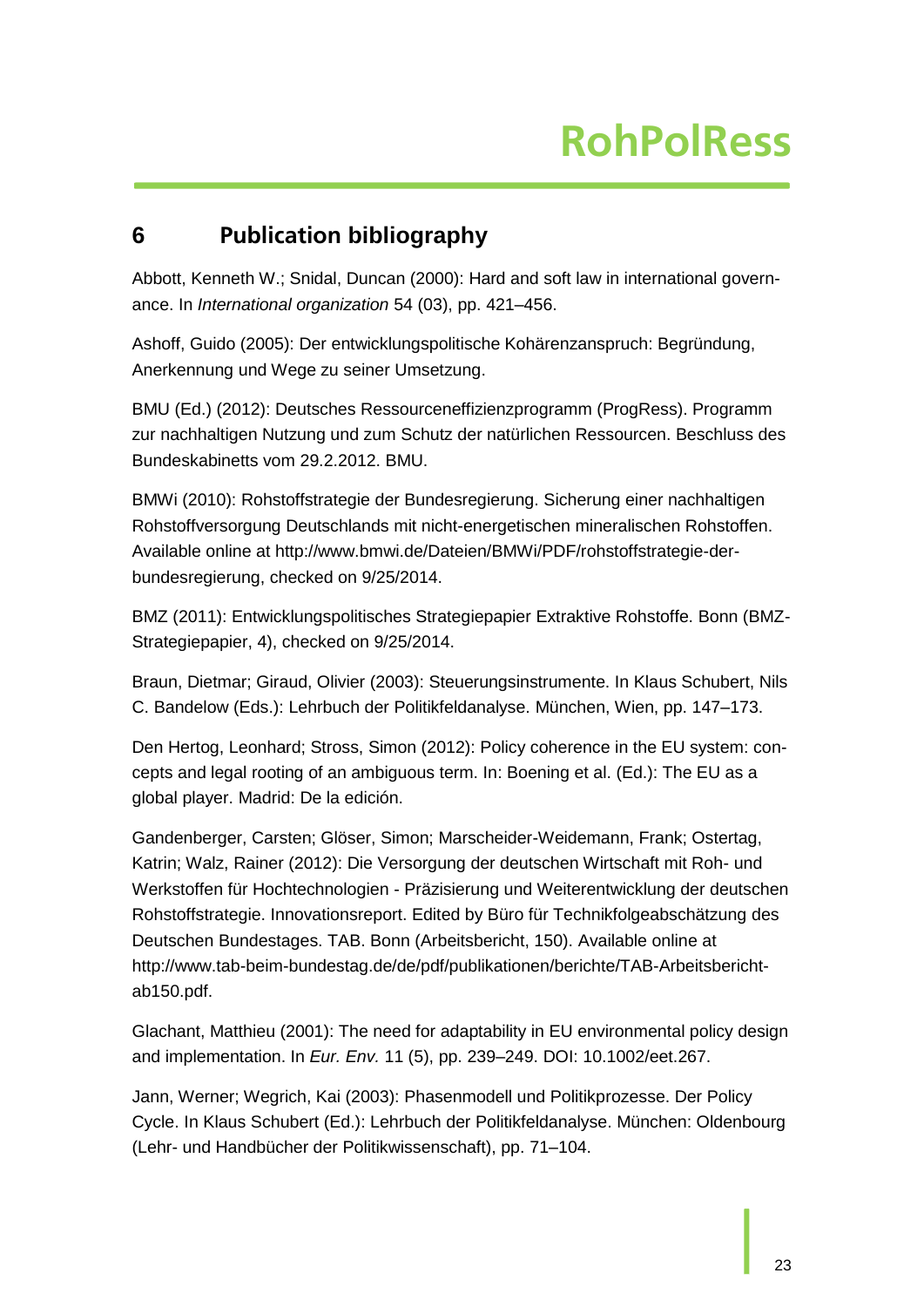# 6 Publication bibliography

Abbott, Kenneth W.; Snidal, Duncan (2000): Hard and soft law in international governance. In *International organization* 54 (03), pp. 421–456.

Ashoff, Guido (2005): Der entwicklungspolitische Kohärenzanspruch: Begründung, Anerkennung und Wege zu seiner Umsetzung.

BMU (Ed.) (2012): Deutsches Ressourceneffizienzprogramm (ProgRess). Programm zur nachhaltigen Nutzung und zum Schutz der natürlichen Ressourcen. Beschluss des Bundeskabinetts vom 29.2.2012. BMU.

BMWi (2010): Rohstoffstrategie der Bundesregierung. Sicherung einer nachhaltigen Rohstoffversorgung Deutschlands mit nicht-energetischen mineralischen Rohstoffen. Available online at http://www.bmwi.de/Dateien/BMWi/PDF/rohstoffstrategie-der-bundesregierung, checked on 9/25/2014.

BMZ (2011): Entwicklungspolitisches Strategiepapier Extraktive Rohstoffe. Bonn (BMZ-Strategiepapier, 4), checked on 9/25/2014.

Braun, Dietmar; Giraud, Olivier (2003): Steuerungsinstrumente. In Klaus Schubert, Nils C. Bandelow (Eds.): Lehrbuch der Politikfeldanalyse. München, Wien, pp. 147–173.

Den Hertog, Leonhard; Stross, Simon (2012): Policy coherence in the EU system: concepts and legal rooting of an ambiguous term. In: Boening et al. (Ed.): The EU as a global player. Madrid: De la edición.

Gandenberger, Carsten; Glöser, Simon; Marscheider-Weidemann, Frank; Ostertag, Katrin; Walz, Rainer (2012): Die Versorgung der deutschen Wirtschaft mit Roh- und Werkstoffen für Hochtechnologien - Präzisierung und Weiterentwicklung der deutschen Rohstoffstrategie. Innovationsreport. Edited by Büro für Technikfolgeabschätzung des Deutschen Bundestages. TAB. Bonn (Arbeitsbericht, 150). Available online at http://www.tab-beim-bundestag.de/de/pdf/publikationen/berichte/TAB-Arbeitsbericht-ab150.pdf.

Glachant, Matthieu (2001): The need for adaptability in EU environmental policy design and implementation. In *Eur. Env.* 11 (5), pp. 239–249. DOI: 10.1002/eet.267.

Jann, Werner; Wegrich, Kai (2003): Phasenmodell und Politikprozesse. Der Policy Cycle. In Klaus Schubert (Ed.): Lehrbuch der Politikfeldanalyse. München: Oldenbourg (Lehr- und Handbücher der Politikwissenschaft), pp. 71–104.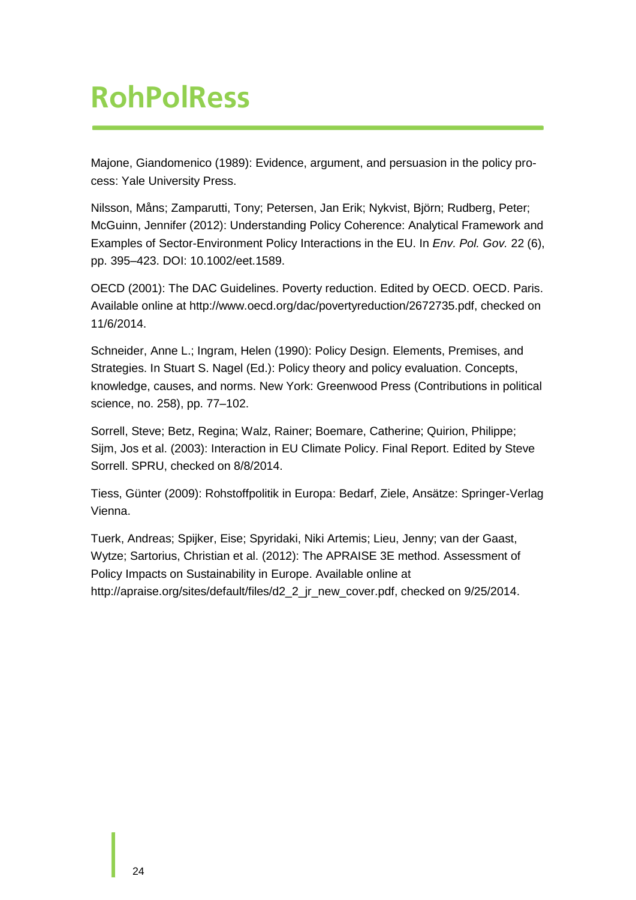Majone, Giandomenico (1989): Evidence, argument, and persuasion in the policy process: Yale University Press.

Nilsson, Måns; Zamparutti, Tony; Petersen, Jan Erik; Nykvist, Björn; Rudberg, Peter; McGuinn, Jennifer (2012): Understanding Policy Coherence: Analytical Framework and Examples of Sector-Environment Policy Interactions in the EU. In *Env. Pol. Gov.* 22 (6), pp. 395–423. DOI: 10.1002/eet.1589.

OECD (2001): The DAC Guidelines. Poverty reduction. Edited by OECD. OECD. Paris. Available online at http://www.oecd.org/dac/povertyreduction/2672735.pdf, checked on 11/6/2014.

Schneider, Anne L.; Ingram, Helen (1990): Policy Design. Elements, Premises, and Strategies. In Stuart S. Nagel (Ed.): Policy theory and policy evaluation. Concepts, knowledge, causes, and norms. New York: Greenwood Press (Contributions in political science, no. 258), pp. 77–102.

Sorrell, Steve; Betz, Regina; Walz, Rainer; Boemare, Catherine; Quirion, Philippe; Sijm, Jos et al. (2003): Interaction in EU Climate Policy. Final Report. Edited by Steve Sorrell. SPRU, checked on 8/8/2014.

Tiess, Günter (2009): Rohstoffpolitik in Europa: Bedarf, Ziele, Ansätze: Springer-Verlag Vienna.

Tuerk, Andreas; Spijker, Eise; Spyridaki, Niki Artemis; Lieu, Jenny; van der Gaast, Wytze; Sartorius, Christian et al. (2012): The APRAISE 3E method. Assessment of Policy Impacts on Sustainability in Europe. Available online at http://apraise.org/sites/default/files/d2_2_jr_new_cover.pdf, checked on 9/25/2014.